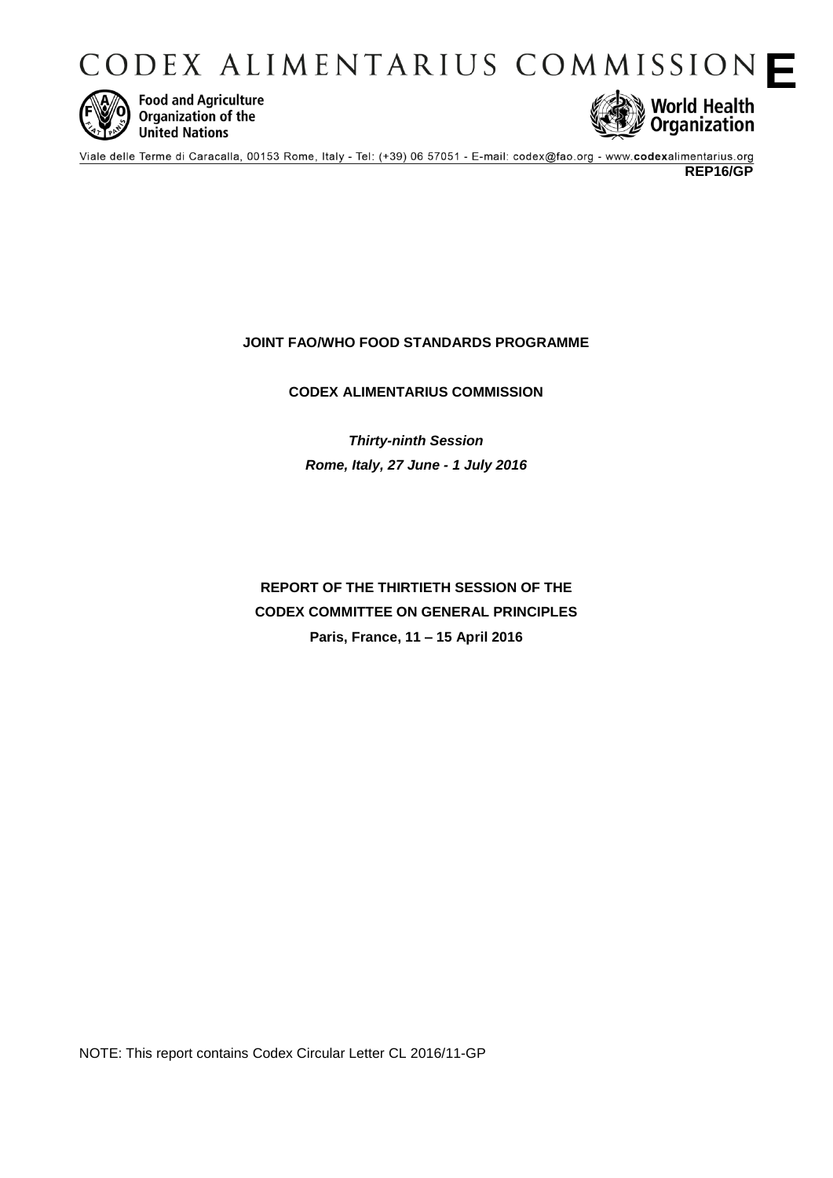# CODEX ALIMENTARIUS COMMISSION **E**

Food and Agriculture Organization of the United Nations

World Health Organization

Viale delle Terme di Caracalla, 00153 Rome, Italy - Tel: (+39) 06 57051 - E-mail: codex@fao.org - www.**codex**alimentarius.org

**REP16/GP**

**JOINT FAO/WHO FOOD STANDARDS PROGRAMME**

**CODEX ALIMENTARIUS COMMISSION**

***Thirty-ninth Session***

***Rome, Italy, 27 June - 1 July 2016***

**REPORT OF THE THIRTIETH SESSION OF THE CODEX COMMITTEE ON GENERAL PRINCIPLES**

**Paris, France, 11 – 15 April 2016**

NOTE: This report contains Codex Circular Letter CL 2016/11-GP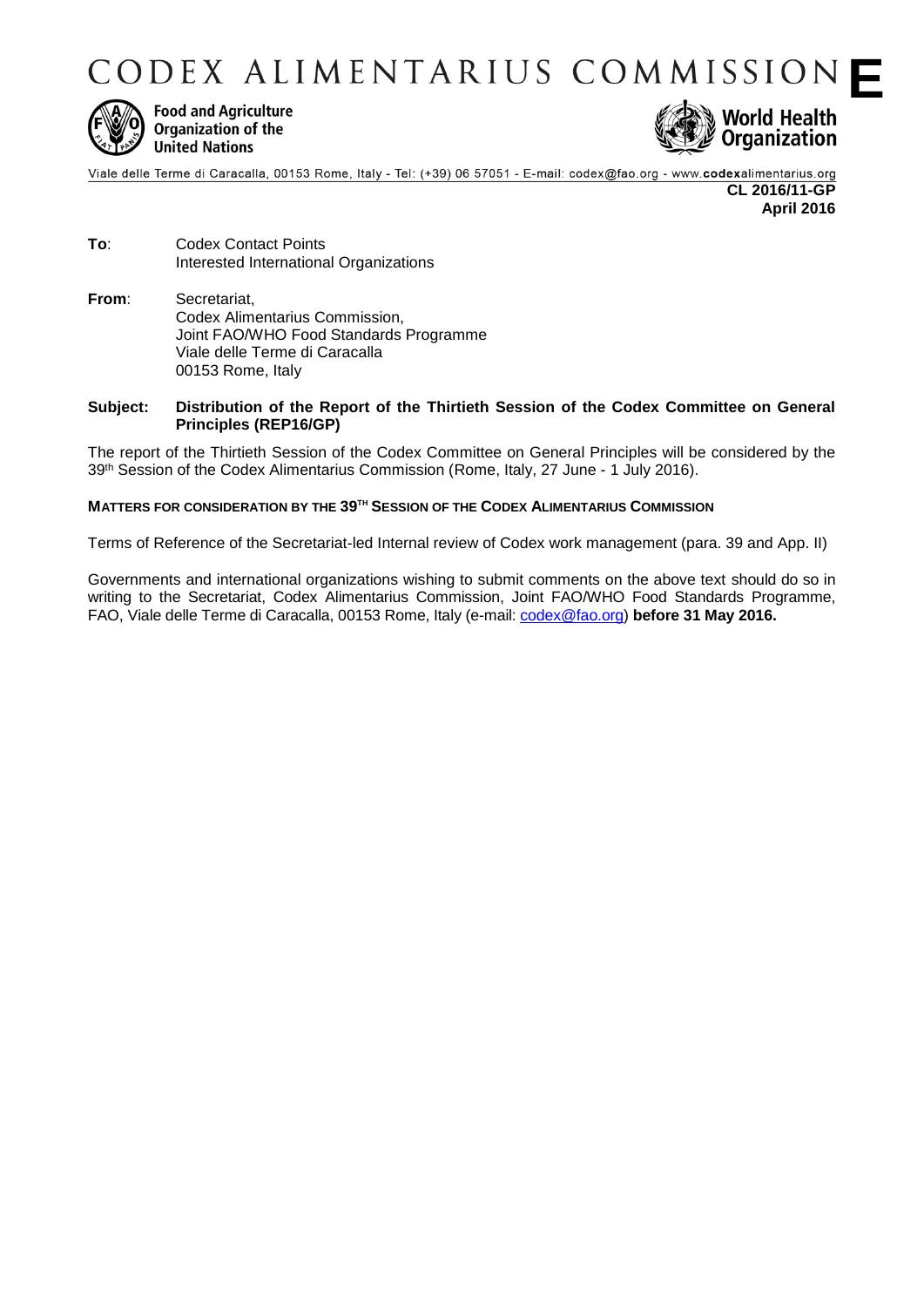# CODEX ALIMENTARIUS COMMISSION

**E**

Food and Agriculture Organization of the United Nations

World Health Organization

Viale delle Terme di Caracalla, 00153 Rome, Italy - Tel: (+39) 06 57051 - E-mail: codex@fao.org - www.codexalimentarius.org

**CL 2016/11-GP**
**April 2016**

**To**: Codex Contact Points
Interested International Organizations

**From**: Secretariat,
Codex Alimentarius Commission,
Joint FAO/WHO Food Standards Programme
Viale delle Terme di Caracalla
00153 Rome, Italy

**Subject: Distribution of the Report of the Thirtieth Session of the Codex Committee on General Principles (REP16/GP)**

The report of the Thirtieth Session of the Codex Committee on General Principles will be considered by the 39th Session of the Codex Alimentarius Commission (Rome, Italy, 27 June - 1 July 2016).

**MATTERS FOR CONSIDERATION BY THE 39TH SESSION OF THE CODEX ALIMENTARIUS COMMISSION**

Terms of Reference of the Secretariat-led Internal review of Codex work management (para. 39 and App. II)

Governments and international organizations wishing to submit comments on the above text should do so in writing to the Secretariat, Codex Alimentarius Commission, Joint FAO/WHO Food Standards Programme, FAO, Viale delle Terme di Caracalla, 00153 Rome, Italy (e-mail: codex@fao.org) **before 31 May 2016.**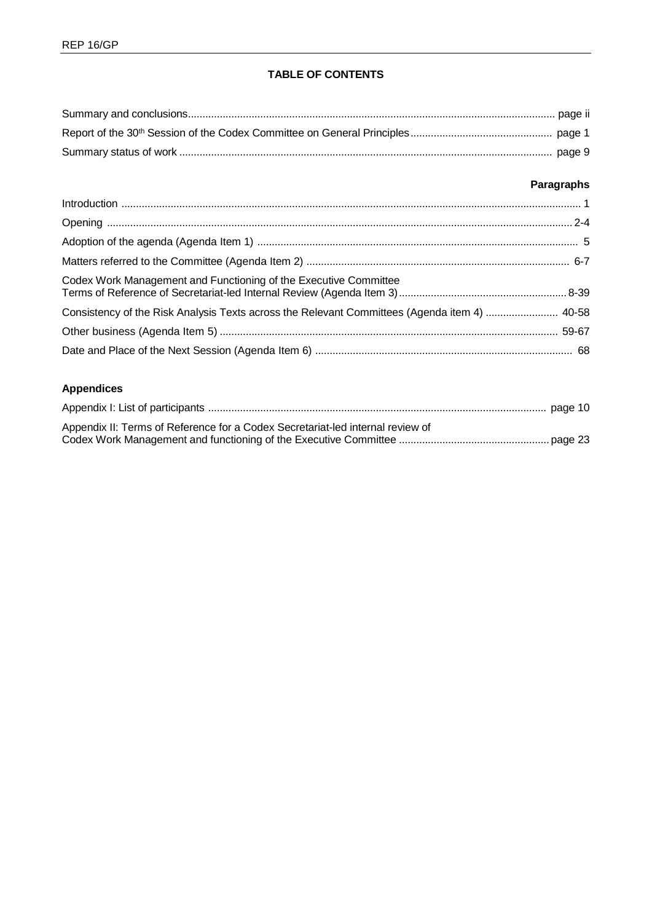## TABLE OF CONTENTS

| | |
|---|---|
| Summary and conclusions | page ii |
| Report of the 30th Session of the Codex Committee on General Principles | page 1 |
| Summary status of work | page 9 |

| | **Paragraphs** |
|---|---|
| Introduction | 1 |
| Opening | 2-4 |
| Adoption of the agenda (Agenda Item 1) | 5 |
| Matters referred to the Committee (Agenda Item 2) | 6-7 |
| Codex Work Management and Functioning of the Executive Committee Terms of Reference of Secretariat-led Internal Review (Agenda Item 3) | 8-39 |
| Consistency of the Risk Analysis Texts across the Relevant Committees (Agenda item 4) | 40-58 |
| Other business (Agenda Item 5) | 59-67 |
| Date and Place of the Next Session (Agenda Item 6) | 68 |

**Appendices**

| | |
|---|---|
| Appendix I: List of participants | page 10 |
| Appendix II: Terms of Reference for a Codex Secretariat-led internal review of Codex Work Management and functioning of the Executive Committee | page 23 |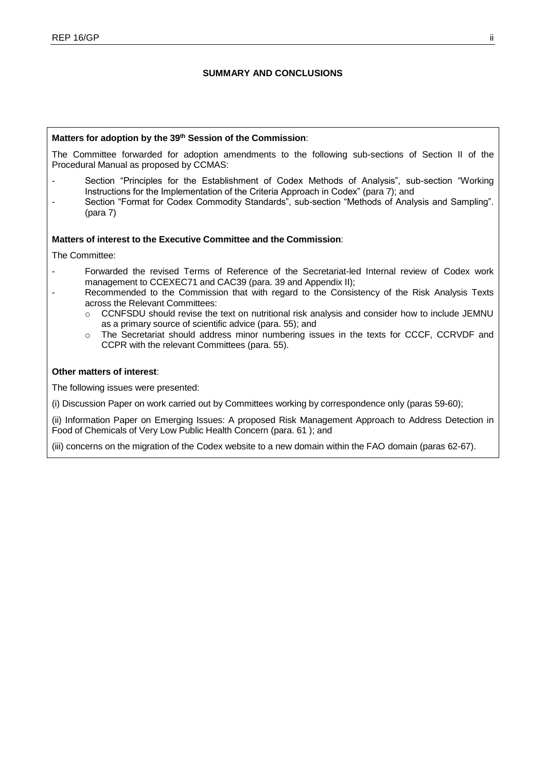## SUMMARY AND CONCLUSIONS

**Matters for adoption by the 39th Session of the Commission**:

The Committee forwarded for adoption amendments to the following sub-sections of Section II of the Procedural Manual as proposed by CCMAS:

- Section "Principles for the Establishment of Codex Methods of Analysis", sub-section "Working Instructions for the Implementation of the Criteria Approach in Codex" (para 7); and
- Section "Format for Codex Commodity Standards", sub-section "Methods of Analysis and Sampling". (para 7)

**Matters of interest to the Executive Committee and the Commission**:

The Committee:

- Forwarded the revised Terms of Reference of the Secretariat-led Internal review of Codex work management to CCEXEC71 and CAC39 (para. 39 and Appendix II);
- Recommended to the Commission that with regard to the Consistency of the Risk Analysis Texts across the Relevant Committees:
  - CCNFSDU should revise the text on nutritional risk analysis and consider how to include JEMNU as a primary source of scientific advice (para. 55); and
  - The Secretariat should address minor numbering issues in the texts for CCCF, CCRVDF and CCPR with the relevant Committees (para. 55).

**Other matters of interest**:

The following issues were presented:

(i) Discussion Paper on work carried out by Committees working by correspondence only (paras 59-60);

(ii) Information Paper on Emerging Issues: A proposed Risk Management Approach to Address Detection in Food of Chemicals of Very Low Public Health Concern (para. 61 ); and

(iii) concerns on the migration of the Codex website to a new domain within the FAO domain (paras 62-67).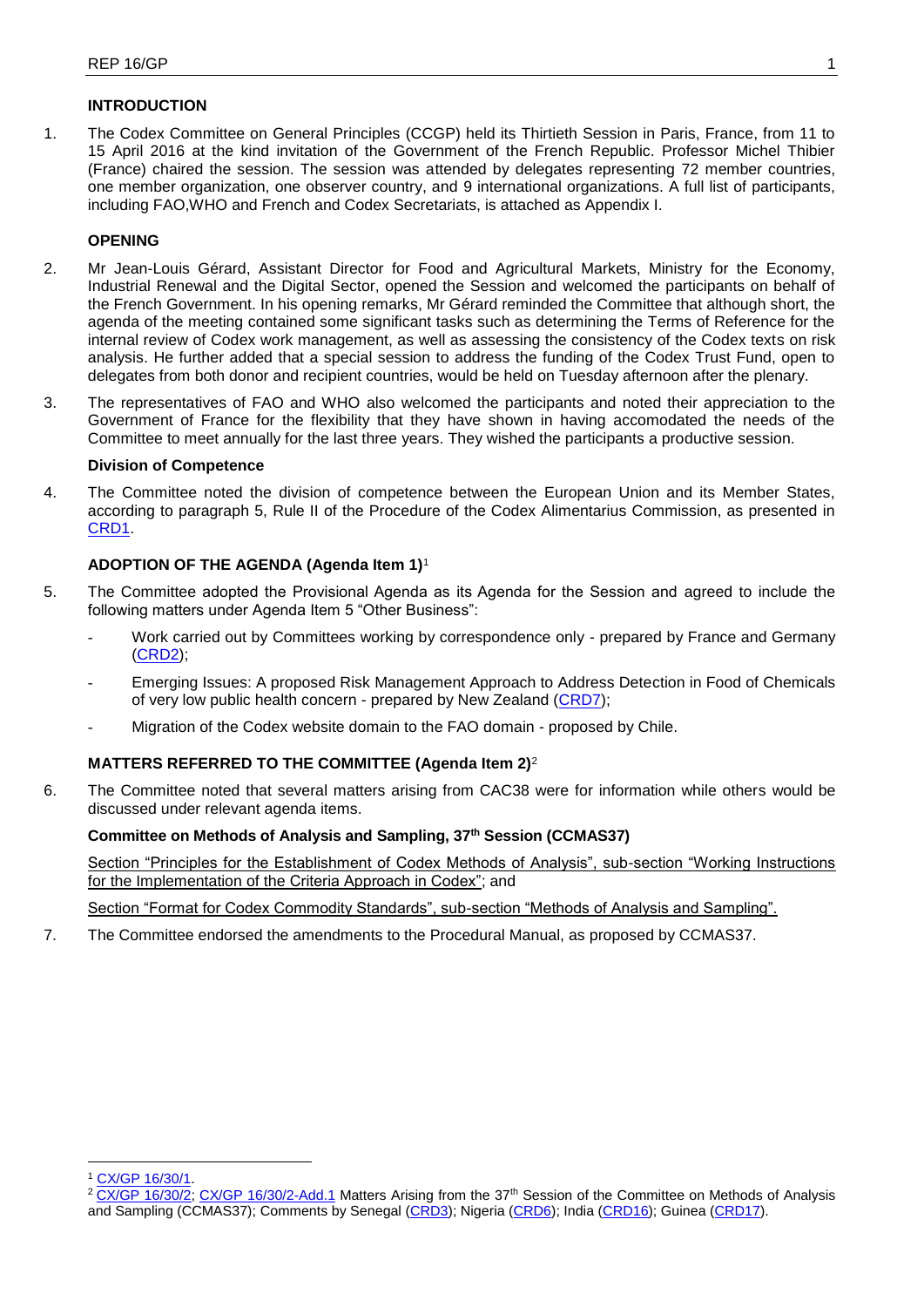## INTRODUCTION

1. The Codex Committee on General Principles (CCGP) held its Thirtieth Session in Paris, France, from 11 to 15 April 2016 at the kind invitation of the Government of the French Republic. Professor Michel Thibier (France) chaired the session. The session was attended by delegates representing 72 member countries, one member organization, one observer country, and 9 international organizations. A full list of participants, including FAO,WHO and French and Codex Secretariats, is attached as Appendix I.

## OPENING

2. Mr Jean-Louis Gérard, Assistant Director for Food and Agricultural Markets, Ministry for the Economy, Industrial Renewal and the Digital Sector, opened the Session and welcomed the participants on behalf of the French Government. In his opening remarks, Mr Gérard reminded the Committee that although short, the agenda of the meeting contained some significant tasks such as determining the Terms of Reference for the internal review of Codex work management, as well as assessing the consistency of the Codex texts on risk analysis. He further added that a special session to address the funding of the Codex Trust Fund, open to delegates from both donor and recipient countries, would be held on Tuesday afternoon after the plenary.

3. The representatives of FAO and WHO also welcomed the participants and noted their appreciation to the Government of France for the flexibility that they have shown in having accomodated the needs of the Committee to meet annually for the last three years. They wished the participants a productive session.

### Division of Competence

4. The Committee noted the division of competence between the European Union and its Member States, according to paragraph 5, Rule II of the Procedure of the Codex Alimentarius Commission, as presented in CRD1.

## ADOPTION OF THE AGENDA (Agenda Item 1)[1]

5. The Committee adopted the Provisional Agenda as its Agenda for the Session and agreed to include the following matters under Agenda Item 5 "Other Business":

   - Work carried out by Committees working by correspondence only - prepared by France and Germany (CRD2);
   - Emerging Issues: A proposed Risk Management Approach to Address Detection in Food of Chemicals of very low public health concern - prepared by New Zealand (CRD7);
   - Migration of the Codex website domain to the FAO domain - proposed by Chile.

## MATTERS REFERRED TO THE COMMITTEE (Agenda Item 2)[2]

6. The Committee noted that several matters arising from CAC38 were for information while others would be discussed under relevant agenda items.

### Committee on Methods of Analysis and Sampling, 37th Session (CCMAS37)

Section "Principles for the Establishment of Codex Methods of Analysis", sub-section "Working Instructions for the Implementation of the Criteria Approach in Codex"; and

Section "Format for Codex Commodity Standards", sub-section "Methods of Analysis and Sampling".

7. The Committee endorsed the amendments to the Procedural Manual, as proposed by CCMAS37.

---

[1] CX/GP 16/30/1.

[2] CX/GP 16/30/2; CX/GP 16/30/2-Add.1 Matters Arising from the 37th Session of the Committee on Methods of Analysis and Sampling (CCMAS37); Comments by Senegal (CRD3); Nigeria (CRD6); India (CRD16); Guinea (CRD17).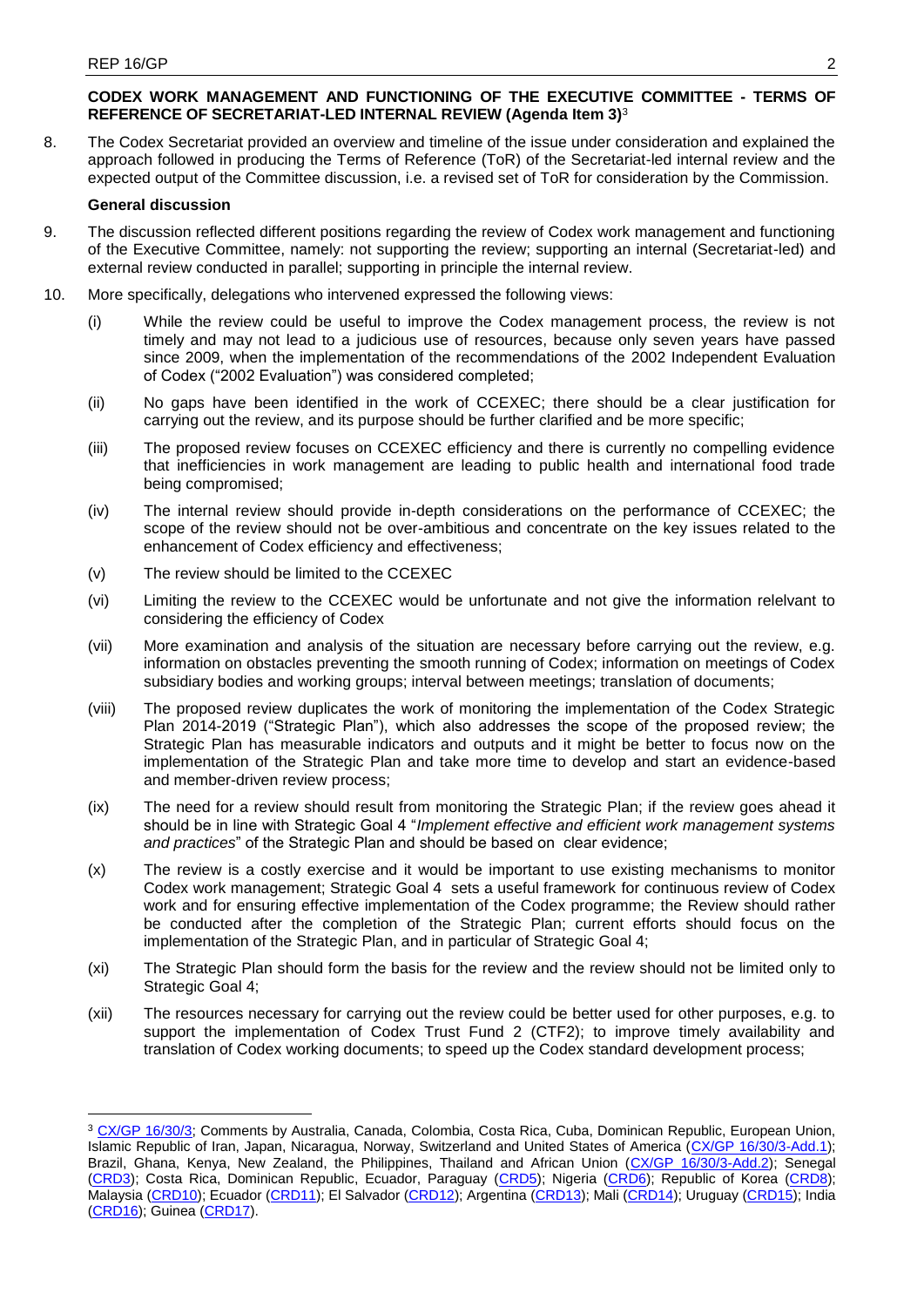**CODEX WORK MANAGEMENT AND FUNCTIONING OF THE EXECUTIVE COMMITTEE - TERMS OF REFERENCE OF SECRETARIAT-LED INTERNAL REVIEW (Agenda Item 3)**[3]

8. The Codex Secretariat provided an overview and timeline of the issue under consideration and explained the approach followed in producing the Terms of Reference (ToR) of the Secretariat-led internal review and the expected output of the Committee discussion, i.e. a revised set of ToR for consideration by the Commission.

**General discussion**

9. The discussion reflected different positions regarding the review of Codex work management and functioning of the Executive Committee, namely: not supporting the review; supporting an internal (Secretariat-led) and external review conducted in parallel; supporting in principle the internal review.

10. More specifically, delegations who intervened expressed the following views:

    (i) While the review could be useful to improve the Codex management process, the review is not timely and may not lead to a judicious use of resources, because only seven years have passed since 2009, when the implementation of the recommendations of the 2002 Independent Evaluation of Codex ("2002 Evaluation") was considered completed;

    (ii) No gaps have been identified in the work of CCEXEC; there should be a clear justification for carrying out the review, and its purpose should be further clarified and be more specific;

    (iii) The proposed review focuses on CCEXEC efficiency and there is currently no compelling evidence that inefficiencies in work management are leading to public health and international food trade being compromised;

    (iv) The internal review should provide in-depth considerations on the performance of CCEXEC; the scope of the review should not be over-ambitious and concentrate on the key issues related to the enhancement of Codex efficiency and effectiveness;

    (v) The review should be limited to the CCEXEC

    (vi) Limiting the review to the CCEXEC would be unfortunate and not give the information relelvant to considering the efficiency of Codex

    (vii) More examination and analysis of the situation are necessary before carrying out the review, e.g. information on obstacles preventing the smooth running of Codex; information on meetings of Codex subsidiary bodies and working groups; interval between meetings; translation of documents;

    (viii) The proposed review duplicates the work of monitoring the implementation of the Codex Strategic Plan 2014-2019 ("Strategic Plan"), which also addresses the scope of the proposed review; the Strategic Plan has measurable indicators and outputs and it might be better to focus now on the implementation of the Strategic Plan and take more time to develop and start an evidence-based and member-driven review process;

    (ix) The need for a review should result from monitoring the Strategic Plan; if the review goes ahead it should be in line with Strategic Goal 4 "*Implement effective and efficient work management systems and practices*" of the Strategic Plan and should be based on clear evidence;

    (x) The review is a costly exercise and it would be important to use existing mechanisms to monitor Codex work management; Strategic Goal 4 sets a useful framework for continuous review of Codex work and for ensuring effective implementation of the Codex programme; the Review should rather be conducted after the completion of the Strategic Plan; current efforts should focus on the implementation of the Strategic Plan, and in particular of Strategic Goal 4;

    (xi) The Strategic Plan should form the basis for the review and the review should not be limited only to Strategic Goal 4;

    (xii) The resources necessary for carrying out the review could be better used for other purposes, e.g. to support the implementation of Codex Trust Fund 2 (CTF2); to improve timely availability and translation of Codex working documents; to speed up the Codex standard development process;

---

[3] CX/GP 16/30/3; Comments by Australia, Canada, Colombia, Costa Rica, Cuba, Dominican Republic, European Union, Islamic Republic of Iran, Japan, Nicaragua, Norway, Switzerland and United States of America (CX/GP 16/30/3-Add.1); Brazil, Ghana, Kenya, New Zealand, the Philippines, Thailand and African Union (CX/GP 16/30/3-Add.2); Senegal (CRD3); Costa Rica, Dominican Republic, Ecuador, Paraguay (CRD5); Nigeria (CRD6); Republic of Korea (CRD8); Malaysia (CRD10); Ecuador (CRD11); El Salvador (CRD12); Argentina (CRD13); Mali (CRD14); Uruguay (CRD15); India (CRD16); Guinea (CRD17).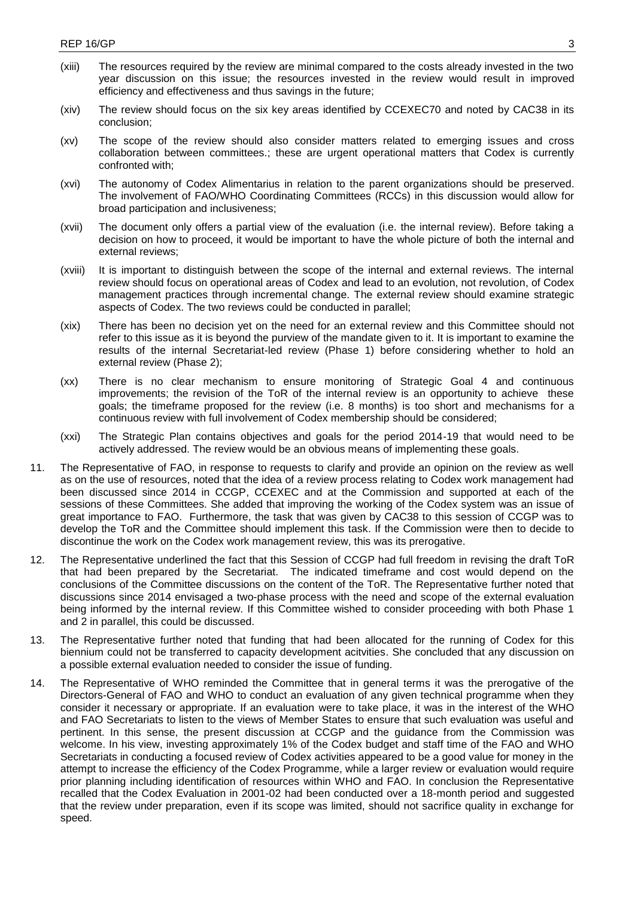(xiii) The resources required by the review are minimal compared to the costs already invested in the two year discussion on this issue; the resources invested in the review would result in improved efficiency and effectiveness and thus savings in the future;

(xiv) The review should focus on the six key areas identified by CCEXEC70 and noted by CAC38 in its conclusion;

(xv) The scope of the review should also consider matters related to emerging issues and cross collaboration between committees.; these are urgent operational matters that Codex is currently confronted with;

(xvi) The autonomy of Codex Alimentarius in relation to the parent organizations should be preserved. The involvement of FAO/WHO Coordinating Committees (RCCs) in this discussion would allow for broad participation and inclusiveness;

(xvii) The document only offers a partial view of the evaluation (i.e. the internal review). Before taking a decision on how to proceed, it would be important to have the whole picture of both the internal and external reviews;

(xviii) It is important to distinguish between the scope of the internal and external reviews. The internal review should focus on operational areas of Codex and lead to an evolution, not revolution, of Codex management practices through incremental change. The external review should examine strategic aspects of Codex. The two reviews could be conducted in parallel;

(xix) There has been no decision yet on the need for an external review and this Committee should not refer to this issue as it is beyond the purview of the mandate given to it. It is important to examine the results of the internal Secretariat-led review (Phase 1) before considering whether to hold an external review (Phase 2);

(xx) There is no clear mechanism to ensure monitoring of Strategic Goal 4 and continuous improvements; the revision of the ToR of the internal review is an opportunity to achieve these goals; the timeframe proposed for the review (i.e. 8 months) is too short and mechanisms for a continuous review with full involvement of Codex membership should be considered;

(xxi) The Strategic Plan contains objectives and goals for the period 2014-19 that would need to be actively addressed. The review would be an obvious means of implementing these goals.

11. The Representative of FAO, in response to requests to clarify and provide an opinion on the review as well as on the use of resources, noted that the idea of a review process relating to Codex work management had been discussed since 2014 in CCGP, CCEXEC and at the Commission and supported at each of the sessions of these Committees. She added that improving the working of the Codex system was an issue of great importance to FAO. Furthermore, the task that was given by CAC38 to this session of CCGP was to develop the ToR and the Committee should implement this task. If the Commission were then to decide to discontinue the work on the Codex work management review, this was its prerogative.

12. The Representative underlined the fact that this Session of CCGP had full freedom in revising the draft ToR that had been prepared by the Secretariat. The indicated timeframe and cost would depend on the conclusions of the Committee discussions on the content of the ToR. The Representative further noted that discussions since 2014 envisaged a two-phase process with the need and scope of the external evaluation being informed by the internal review. If this Committee wished to consider proceeding with both Phase 1 and 2 in parallel, this could be discussed.

13. The Representative further noted that funding that had been allocated for the running of Codex for this biennium could not be transferred to capacity development acitvities. She concluded that any discussion on a possible external evaluation needed to consider the issue of funding.

14. The Representative of WHO reminded the Committee that in general terms it was the prerogative of the Directors-General of FAO and WHO to conduct an evaluation of any given technical programme when they consider it necessary or appropriate. If an evaluation were to take place, it was in the interest of the WHO and FAO Secretariats to listen to the views of Member States to ensure that such evaluation was useful and pertinent. In this sense, the present discussion at CCGP and the guidance from the Commission was welcome. In his view, investing approximately 1% of the Codex budget and staff time of the FAO and WHO Secretariats in conducting a focused review of Codex activities appeared to be a good value for money in the attempt to increase the efficiency of the Codex Programme, while a larger review or evaluation would require prior planning including identification of resources within WHO and FAO. In conclusion the Representative recalled that the Codex Evaluation in 2001-02 had been conducted over a 18-month period and suggested that the review under preparation, even if its scope was limited, should not sacrifice quality in exchange for speed.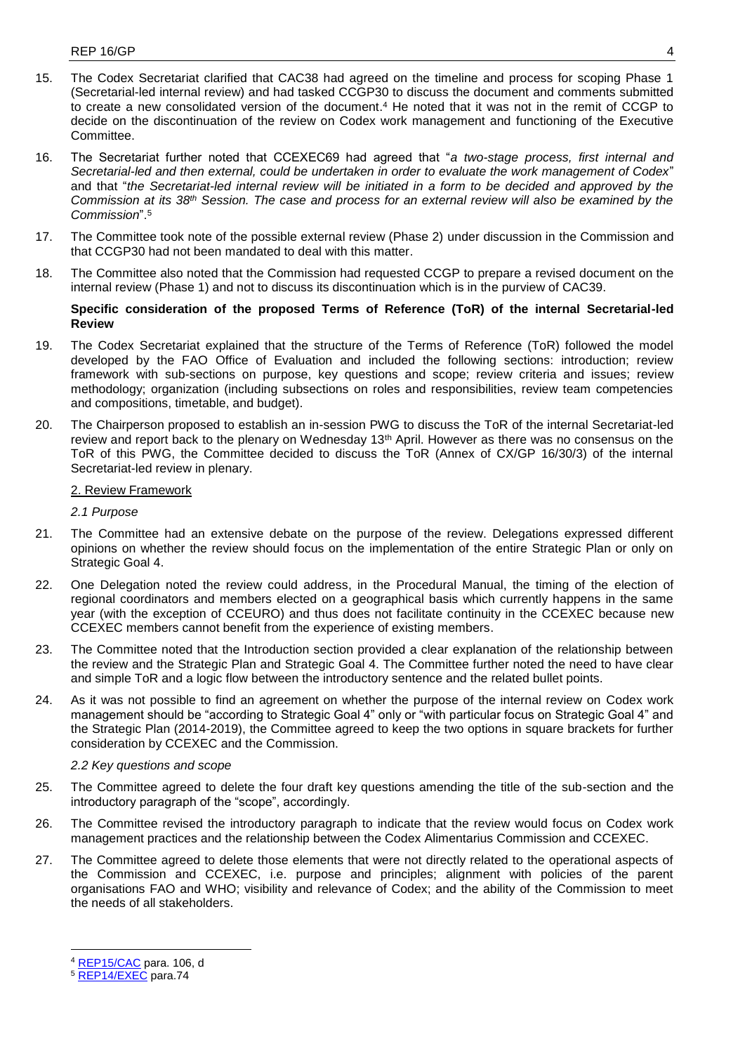15. The Codex Secretariat clarified that CAC38 had agreed on the timeline and process for scoping Phase 1 (Secretarial-led internal review) and had tasked CCGP30 to discuss the document and comments submitted to create a new consolidated version of the document.[4] He noted that it was not in the remit of CCGP to decide on the discontinuation of the review on Codex work management and functioning of the Executive Committee.

16. The Secretariat further noted that CCEXEC69 had agreed that "*a two-stage process, first internal and Secretarial-led and then external, could be undertaken in order to evaluate the work management of Codex*" and that "*the Secretariat-led internal review will be initiated in a form to be decided and approved by the Commission at its 38th Session. The case and process for an external review will also be examined by the Commission*".[5]

17. The Committee took note of the possible external review (Phase 2) under discussion in the Commission and that CCGP30 had not been mandated to deal with this matter.

18. The Committee also noted that the Commission had requested CCGP to prepare a revised document on the internal review (Phase 1) and not to discuss its discontinuation which is in the purview of CAC39.

**Specific consideration of the proposed Terms of Reference (ToR) of the internal Secretarial-led Review**

19. The Codex Secretariat explained that the structure of the Terms of Reference (ToR) followed the model developed by the FAO Office of Evaluation and included the following sections: introduction; review framework with sub-sections on purpose, key questions and scope; review criteria and issues; review methodology; organization (including subsections on roles and responsibilities, review team competencies and compositions, timetable, and budget).

20. The Chairperson proposed to establish an in-session PWG to discuss the ToR of the internal Secretariat-led review and report back to the plenary on Wednesday 13th April. However as there was no consensus on the ToR of this PWG, the Committee decided to discuss the ToR (Annex of CX/GP 16/30/3) of the internal Secretariat-led review in plenary.

2. Review Framework

*2.1 Purpose*

21. The Committee had an extensive debate on the purpose of the review. Delegations expressed different opinions on whether the review should focus on the implementation of the entire Strategic Plan or only on Strategic Goal 4.

22. One Delegation noted the review could address, in the Procedural Manual, the timing of the election of regional coordinators and members elected on a geographical basis which currently happens in the same year (with the exception of CCEURO) and thus does not facilitate continuity in the CCEXEC because new CCEXEC members cannot benefit from the experience of existing members.

23. The Committee noted that the Introduction section provided a clear explanation of the relationship between the review and the Strategic Plan and Strategic Goal 4. The Committee further noted the need to have clear and simple ToR and a logic flow between the introductory sentence and the related bullet points.

24. As it was not possible to find an agreement on whether the purpose of the internal review on Codex work management should be "according to Strategic Goal 4" only or "with particular focus on Strategic Goal 4" and the Strategic Plan (2014-2019), the Committee agreed to keep the two options in square brackets for further consideration by CCEXEC and the Commission.

*2.2 Key questions and scope*

25. The Committee agreed to delete the four draft key questions amending the title of the sub-section and the introductory paragraph of the "scope", accordingly.

26. The Committee revised the introductory paragraph to indicate that the review would focus on Codex work management practices and the relationship between the Codex Alimentarius Commission and CCEXEC.

27. The Committee agreed to delete those elements that were not directly related to the operational aspects of the Commission and CCEXEC, i.e. purpose and principles; alignment with policies of the parent organisations FAO and WHO; visibility and relevance of Codex; and the ability of the Commission to meet the needs of all stakeholders.

---

[4] REP15/CAC para. 106, d

[5] REP14/EXEC para.74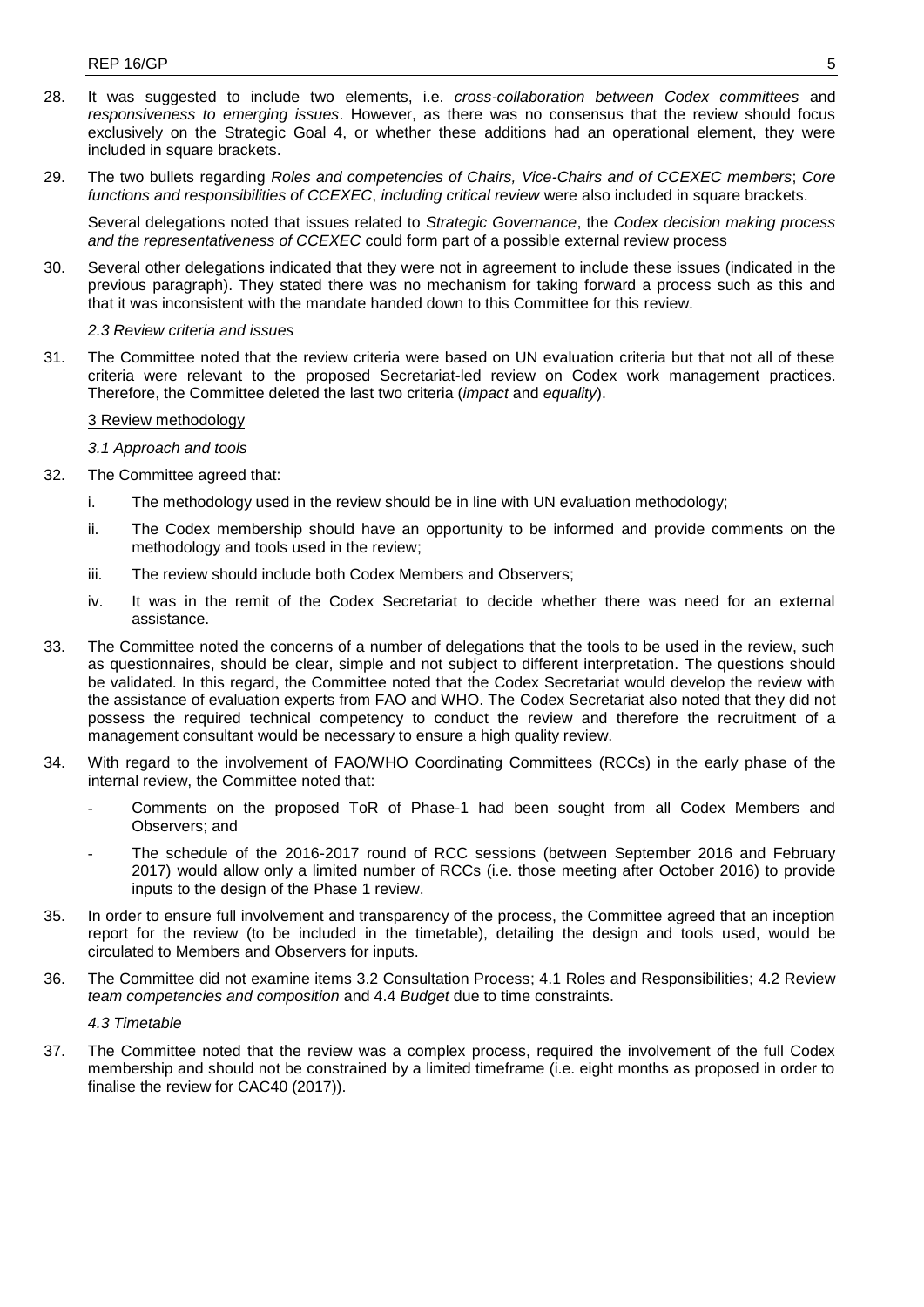28. It was suggested to include two elements, i.e. *cross-collaboration between Codex committees* and *responsiveness to emerging issues*. However, as there was no consensus that the review should focus exclusively on the Strategic Goal 4, or whether these additions had an operational element, they were included in square brackets.

29. The two bullets regarding *Roles and competencies of Chairs, Vice-Chairs and of CCEXEC members*; *Core functions and responsibilities of CCEXEC*, *including critical review* were also included in square brackets.

    Several delegations noted that issues related to *Strategic Governance*, the *Codex decision making process and the representativeness of CCEXEC* could form part of a possible external review process

30. Several other delegations indicated that they were not in agreement to include these issues (indicated in the previous paragraph). They stated there was no mechanism for taking forward a process such as this and that it was inconsistent with the mandate handed down to this Committee for this review.

    *2.3 Review criteria and issues*

31. The Committee noted that the review criteria were based on UN evaluation criteria but that not all of these criteria were relevant to the proposed Secretariat-led review on Codex work management practices. Therefore, the Committee deleted the last two criteria (*impact* and *equality*).

    <u>3 Review methodology</u>

    *3.1 Approach and tools*

32. The Committee agreed that:

    i. The methodology used in the review should be in line with UN evaluation methodology;

    ii. The Codex membership should have an opportunity to be informed and provide comments on the methodology and tools used in the review;

    iii. The review should include both Codex Members and Observers;

    iv. It was in the remit of the Codex Secretariat to decide whether there was need for an external assistance.

33. The Committee noted the concerns of a number of delegations that the tools to be used in the review, such as questionnaires, should be clear, simple and not subject to different interpretation. The questions should be validated. In this regard, the Committee noted that the Codex Secretariat would develop the review with the assistance of evaluation experts from FAO and WHO. The Codex Secretariat also noted that they did not possess the required technical competency to conduct the review and therefore the recruitment of a management consultant would be necessary to ensure a high quality review.

34. With regard to the involvement of FAO/WHO Coordinating Committees (RCCs) in the early phase of the internal review, the Committee noted that:

    - Comments on the proposed ToR of Phase-1 had been sought from all Codex Members and Observers; and
    - The schedule of the 2016-2017 round of RCC sessions (between September 2016 and February 2017) would allow only a limited number of RCCs (i.e. those meeting after October 2016) to provide inputs to the design of the Phase 1 review.

35. In order to ensure full involvement and transparency of the process, the Committee agreed that an inception report for the review (to be included in the timetable), detailing the design and tools used, would be circulated to Members and Observers for inputs.

36. The Committee did not examine items 3.2 Consultation Process; 4.1 Roles and Responsibilities; 4.2 Review *team competencies and composition* and 4.4 *Budget* due to time constraints.

    *4.3 Timetable*

37. The Committee noted that the review was a complex process, required the involvement of the full Codex membership and should not be constrained by a limited timeframe (i.e. eight months as proposed in order to finalise the review for CAC40 (2017)).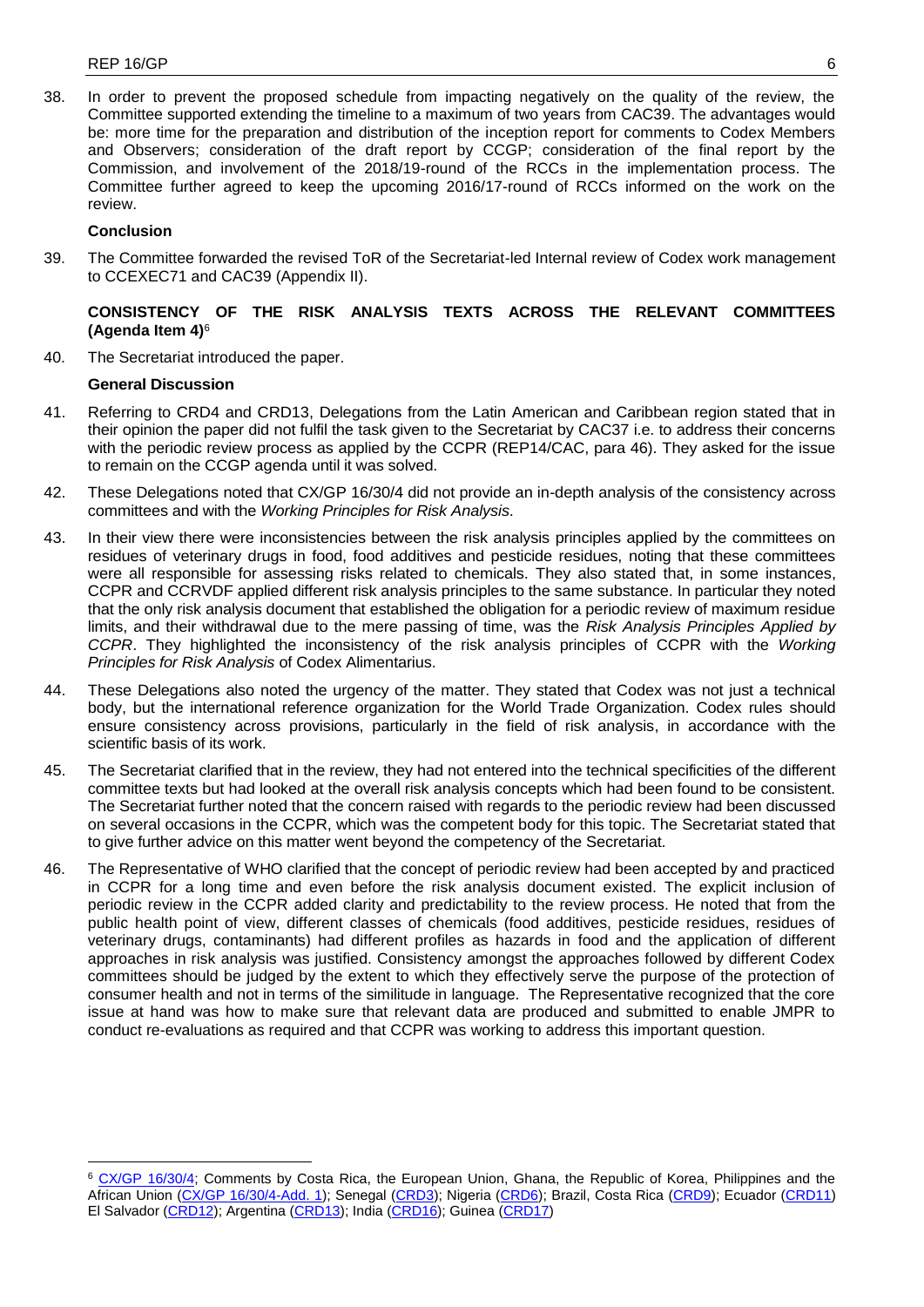38. In order to prevent the proposed schedule from impacting negatively on the quality of the review, the Committee supported extending the timeline to a maximum of two years from CAC39. The advantages would be: more time for the preparation and distribution of the inception report for comments to Codex Members and Observers; consideration of the draft report by CCGP; consideration of the final report by the Commission, and involvement of the 2018/19-round of the RCCs in the implementation process. The Committee further agreed to keep the upcoming 2016/17-round of RCCs informed on the work on the review.

**Conclusion**

39. The Committee forwarded the revised ToR of the Secretariat-led Internal review of Codex work management to CCEXEC71 and CAC39 (Appendix II).

**CONSISTENCY OF THE RISK ANALYSIS TEXTS ACROSS THE RELEVANT COMMITTEES (Agenda Item 4)**[6]

40. The Secretariat introduced the paper.

**General Discussion**

41. Referring to CRD4 and CRD13, Delegations from the Latin American and Caribbean region stated that in their opinion the paper did not fulfil the task given to the Secretariat by CAC37 i.e. to address their concerns with the periodic review process as applied by the CCPR (REP14/CAC, para 46). They asked for the issue to remain on the CCGP agenda until it was solved.

42. These Delegations noted that CX/GP 16/30/4 did not provide an in-depth analysis of the consistency across committees and with the *Working Principles for Risk Analysis*.

43. In their view there were inconsistencies between the risk analysis principles applied by the committees on residues of veterinary drugs in food, food additives and pesticide residues, noting that these committees were all responsible for assessing risks related to chemicals. They also stated that, in some instances, CCPR and CCRVDF applied different risk analysis principles to the same substance. In particular they noted that the only risk analysis document that established the obligation for a periodic review of maximum residue limits, and their withdrawal due to the mere passing of time, was the *Risk Analysis Principles Applied by CCPR*. They highlighted the inconsistency of the risk analysis principles of CCPR with the *Working Principles for Risk Analysis* of Codex Alimentarius.

44. These Delegations also noted the urgency of the matter. They stated that Codex was not just a technical body, but the international reference organization for the World Trade Organization. Codex rules should ensure consistency across provisions, particularly in the field of risk analysis, in accordance with the scientific basis of its work.

45. The Secretariat clarified that in the review, they had not entered into the technical specificities of the different committee texts but had looked at the overall risk analysis concepts which had been found to be consistent. The Secretariat further noted that the concern raised with regards to the periodic review had been discussed on several occasions in the CCPR, which was the competent body for this topic. The Secretariat stated that to give further advice on this matter went beyond the competency of the Secretariat.

46. The Representative of WHO clarified that the concept of periodic review had been accepted by and practiced in CCPR for a long time and even before the risk analysis document existed. The explicit inclusion of periodic review in the CCPR added clarity and predictability to the review process. He noted that from the public health point of view, different classes of chemicals (food additives, pesticide residues, residues of veterinary drugs, contaminants) had different profiles as hazards in food and the application of different approaches in risk analysis was justified. Consistency amongst the approaches followed by different Codex committees should be judged by the extent to which they effectively serve the purpose of the protection of consumer health and not in terms of the similitude in language. The Representative recognized that the core issue at hand was how to make sure that relevant data are produced and submitted to enable JMPR to conduct re-evaluations as required and that CCPR was working to address this important question.

---

[6] CX/GP 16/30/4; Comments by Costa Rica, the European Union, Ghana, the Republic of Korea, Philippines and the African Union (CX/GP 16/30/4-Add. 1); Senegal (CRD3); Nigeria (CRD6); Brazil, Costa Rica (CRD9); Ecuador (CRD11) El Salvador (CRD12); Argentina (CRD13); India (CRD16); Guinea (CRD17)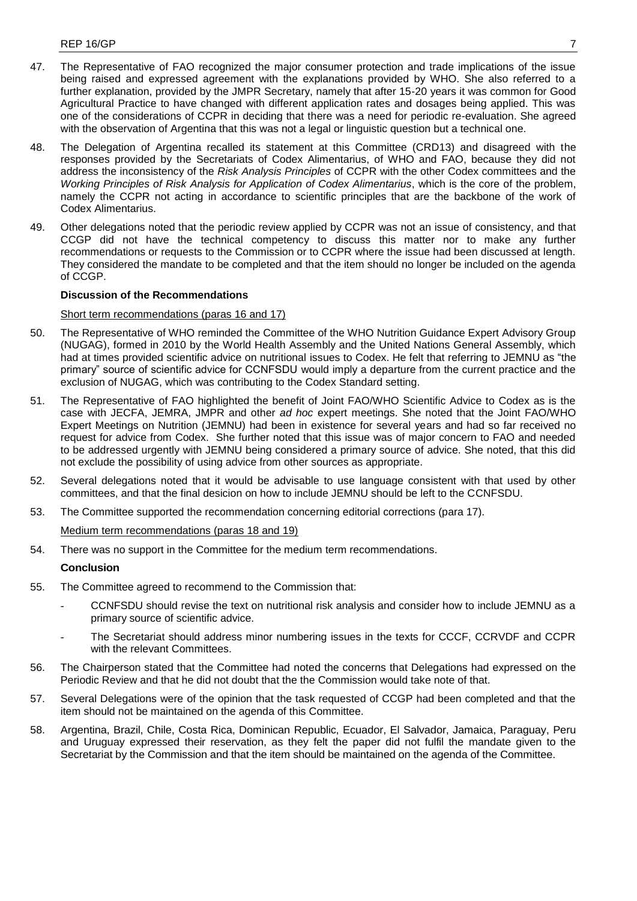47. The Representative of FAO recognized the major consumer protection and trade implications of the issue being raised and expressed agreement with the explanations provided by WHO. She also referred to a further explanation, provided by the JMPR Secretary, namely that after 15-20 years it was common for Good Agricultural Practice to have changed with different application rates and dosages being applied. This was one of the considerations of CCPR in deciding that there was a need for periodic re-evaluation. She agreed with the observation of Argentina that this was not a legal or linguistic question but a technical one.

48. The Delegation of Argentina recalled its statement at this Committee (CRD13) and disagreed with the responses provided by the Secretariats of Codex Alimentarius, of WHO and FAO, because they did not address the inconsistency of the *Risk Analysis Principles* of CCPR with the other Codex committees and the *Working Principles of Risk Analysis for Application of Codex Alimentarius*, which is the core of the problem, namely the CCPR not acting in accordance to scientific principles that are the backbone of the work of Codex Alimentarius.

49. Other delegations noted that the periodic review applied by CCPR was not an issue of consistency, and that CCGP did not have the technical competency to discuss this matter nor to make any further recommendations or requests to the Commission or to CCPR where the issue had been discussed at length. They considered the mandate to be completed and that the item should no longer be included on the agenda of CCGP.

**Discussion of the Recommendations**

Short term recommendations (paras 16 and 17)

50. The Representative of WHO reminded the Committee of the WHO Nutrition Guidance Expert Advisory Group (NUGAG), formed in 2010 by the World Health Assembly and the United Nations General Assembly, which had at times provided scientific advice on nutritional issues to Codex. He felt that referring to JEMNU as "the primary" source of scientific advice for CCNFSDU would imply a departure from the current practice and the exclusion of NUGAG, which was contributing to the Codex Standard setting.

51. The Representative of FAO highlighted the benefit of Joint FAO/WHO Scientific Advice to Codex as is the case with JECFA, JEMRA, JMPR and other *ad hoc* expert meetings. She noted that the Joint FAO/WHO Expert Meetings on Nutrition (JEMNU) had been in existence for several years and had so far received no request for advice from Codex. She further noted that this issue was of major concern to FAO and needed to be addressed urgently with JEMNU being considered a primary source of advice. She noted, that this did not exclude the possibility of using advice from other sources as appropriate.

52. Several delegations noted that it would be advisable to use language consistent with that used by other committees, and that the final desicion on how to include JEMNU should be left to the CCNFSDU.

53. The Committee supported the recommendation concerning editorial corrections (para 17).

Medium term recommendations (paras 18 and 19)

54. There was no support in the Committee for the medium term recommendations.

**Conclusion**

55. The Committee agreed to recommend to the Commission that:

- CCNFSDU should revise the text on nutritional risk analysis and consider how to include JEMNU as a primary source of scientific advice.
- The Secretariat should address minor numbering issues in the texts for CCCF, CCRVDF and CCPR with the relevant Committees.

56. The Chairperson stated that the Committee had noted the concerns that Delegations had expressed on the Periodic Review and that he did not doubt that the the Commission would take note of that.

57. Several Delegations were of the opinion that the task requested of CCGP had been completed and that the item should not be maintained on the agenda of this Committee.

58. Argentina, Brazil, Chile, Costa Rica, Dominican Republic, Ecuador, El Salvador, Jamaica, Paraguay, Peru and Uruguay expressed their reservation, as they felt the paper did not fulfil the mandate given to the Secretariat by the Commission and that the item should be maintained on the agenda of the Committee.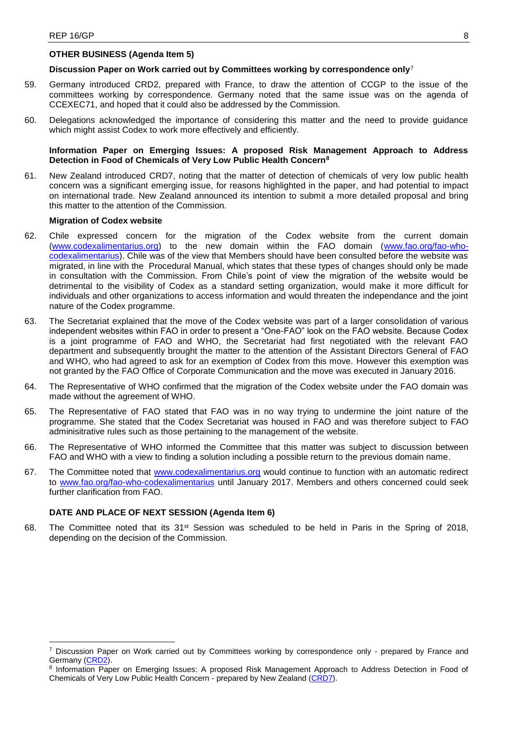**OTHER BUSINESS (Agenda Item 5)**

**Discussion Paper on Work carried out by Committees working by correspondence only**[7]

59. Germany introduced CRD2, prepared with France, to draw the attention of CCGP to the issue of the committees working by correspondence. Germany noted that the same issue was on the agenda of CCEXEC71, and hoped that it could also be addressed by the Commission.

60. Delegations acknowledged the importance of considering this matter and the need to provide guidance which might assist Codex to work more effectively and efficiently.

**Information Paper on Emerging Issues: A proposed Risk Management Approach to Address Detection in Food of Chemicals of Very Low Public Health Concern**[8]

61. New Zealand introduced CRD7, noting that the matter of detection of chemicals of very low public health concern was a significant emerging issue, for reasons highlighted in the paper, and had potential to impact on international trade. New Zealand announced its intention to submit a more detailed proposal and bring this matter to the attention of the Commission.

**Migration of Codex website**

62. Chile expressed concern for the migration of the Codex website from the current domain (www.codexalimentarius.org) to the new domain within the FAO domain (www.fao.org/fao-who-codexalimentarius). Chile was of the view that Members should have been consulted before the website was migrated, in line with the Procedural Manual, which states that these types of changes should only be made in consultation with the Commission. From Chile's point of view the migration of the website would be detrimental to the visibility of Codex as a standard setting organization, would make it more difficult for individuals and other organizations to access information and would threaten the independance and the joint nature of the Codex programme.

63. The Secretariat explained that the move of the Codex website was part of a larger consolidation of various independent websites within FAO in order to present a "One-FAO" look on the FAO website. Because Codex is a joint programme of FAO and WHO, the Secretariat had first negotiated with the relevant FAO department and subsequently brought the matter to the attention of the Assistant Directors General of FAO and WHO, who had agreed to ask for an exemption of Codex from this move. However this exemption was not granted by the FAO Office of Corporate Communication and the move was executed in January 2016.

64. The Representative of WHO confirmed that the migration of the Codex website under the FAO domain was made without the agreement of WHO.

65. The Representative of FAO stated that FAO was in no way trying to undermine the joint nature of the programme. She stated that the Codex Secretariat was housed in FAO and was therefore subject to FAO adminisitrative rules such as those pertaining to the management of the website.

66. The Representative of WHO informed the Committee that this matter was subject to discussion between FAO and WHO with a view to finding a solution including a possible return to the previous domain name.

67. The Committee noted that www.codexalimentarius.org would continue to function with an automatic redirect to www.fao.org/fao-who-codexalimentarius until January 2017. Members and others concerned could seek further clarification from FAO.

**DATE AND PLACE OF NEXT SESSION (Agenda Item 6)**

68. The Committee noted that its 31st Session was scheduled to be held in Paris in the Spring of 2018, depending on the decision of the Commission.

---

[7] Discussion Paper on Work carried out by Committees working by correspondence only - prepared by France and Germany (CRD2).

[8] Information Paper on Emerging Issues: A proposed Risk Management Approach to Address Detection in Food of Chemicals of Very Low Public Health Concern - prepared by New Zealand (CRD7).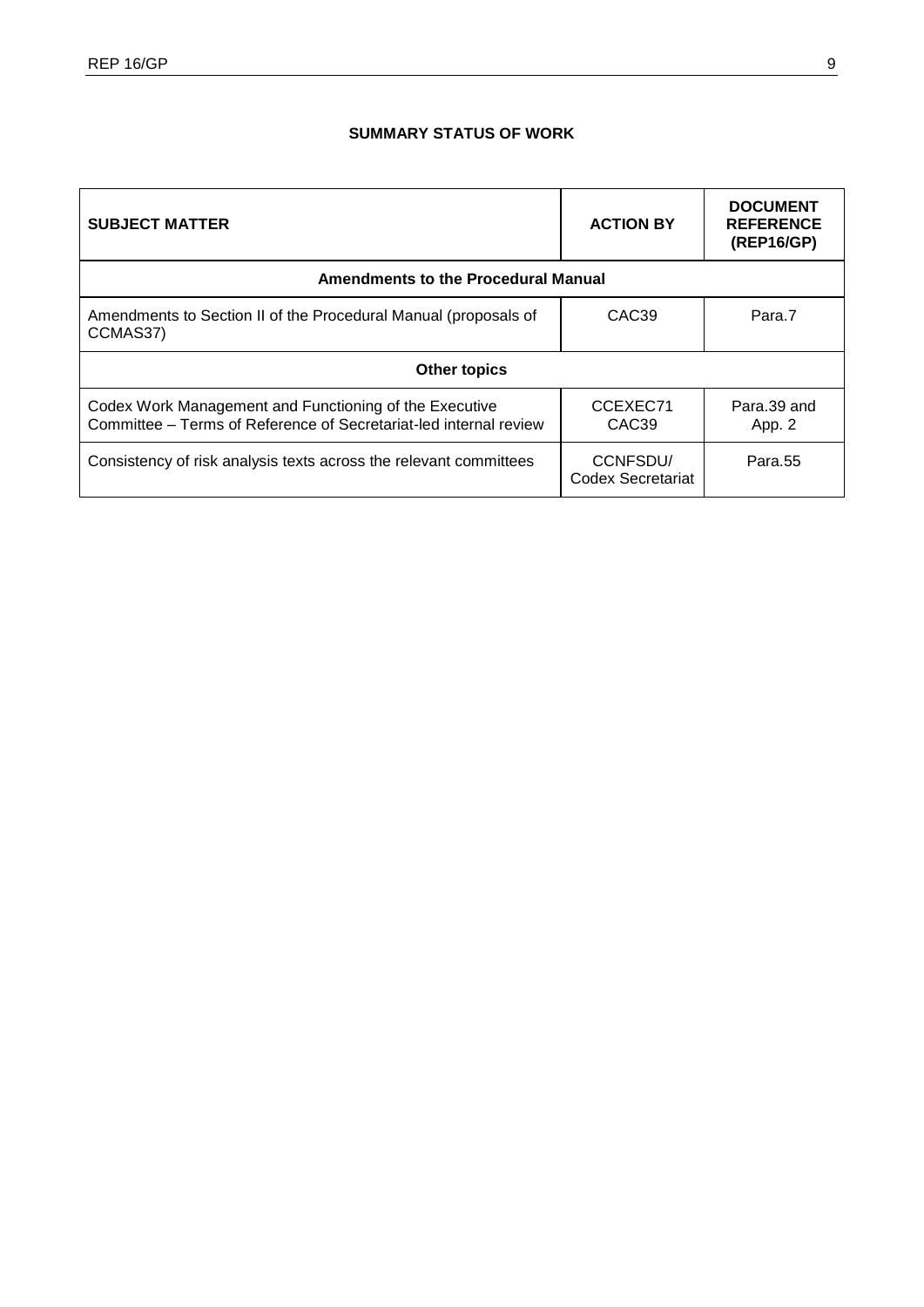## SUMMARY STATUS OF WORK

| SUBJECT MATTER | ACTION BY | DOCUMENT REFERENCE (REP16/GP) |
|---|---|---|
| **Amendments to the Procedural Manual** | | |
| Amendments to Section II of the Procedural Manual (proposals of CCMAS37) | CAC39 | Para.7 |
| **Other topics** | | |
| Codex Work Management and Functioning of the Executive Committee – Terms of Reference of Secretariat-led internal review | CCEXEC71 CAC39 | Para.39 and App. 2 |
| Consistency of risk analysis texts across the relevant committees | CCNFSDU/ Codex Secretariat | Para.55 |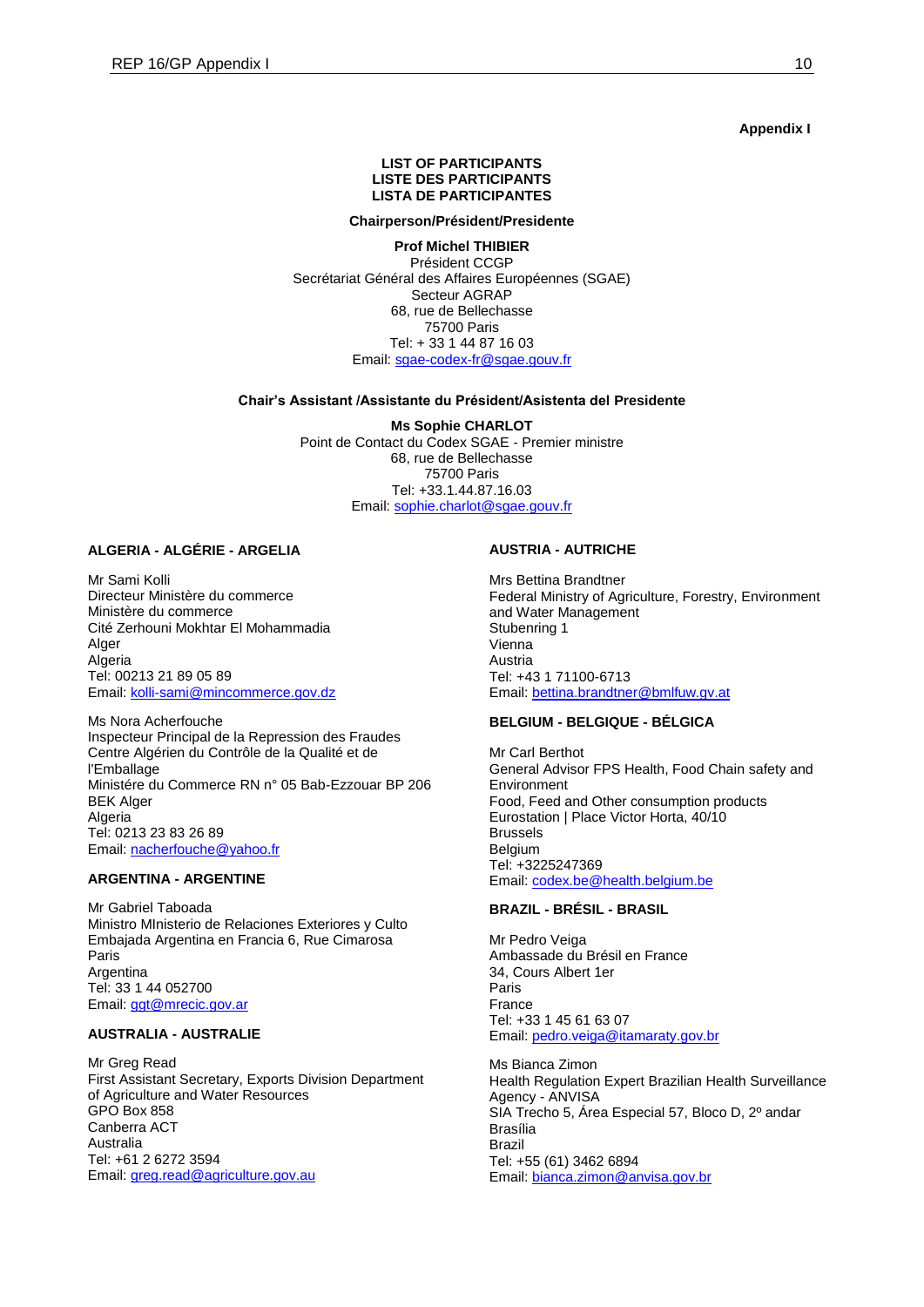**Appendix I**

**LIST OF PARTICIPANTS**
**LISTE DES PARTICIPANTS**
**LISTA DE PARTICIPANTES**

**Chairperson/Président/Presidente**

**Prof Michel THIBIER**
Président CCGP
Secrétariat Général des Affaires Européennes (SGAE)
Secteur AGRAP
68, rue de Bellechasse
75700 Paris
Tel: + 33 1 44 87 16 03
Email: sgae-codex-fr@sgae.gouv.fr

**Chair's Assistant /Assistante du Président/Asistenta del Presidente**

**Ms Sophie CHARLOT**
Point de Contact du Codex SGAE - Premier ministre
68, rue de Bellechasse
75700 Paris
Tel: +33.1.44.87.16.03
Email: sophie.charlot@sgae.gouv.fr

**ALGERIA - ALGÉRIE - ARGELIA**

Mr Sami Kolli
Directeur Ministère du commerce
Ministère du commerce
Cité Zerhouni Mokhtar El Mohammadia
Alger
Algeria
Tel: 00213 21 89 05 89
Email: kolli-sami@mincommerce.gov.dz

Ms Nora Acherfouche
Inspecteur Principal de la Repression des Fraudes
Centre Algérien du Contrôle de la Qualité et de l'Emballage
Ministére du Commerce RN n° 05 Bab-Ezzouar BP 206
BEK Alger
Algeria
Tel: 0213 23 83 26 89
Email: nacherfouche@yahoo.fr

**ARGENTINA - ARGENTINE**

Mr Gabriel Taboada
Ministro MInisterio de Relaciones Exteriores y Culto
Embajada Argentina en Francia 6, Rue Cimarosa
Paris
Argentina
Tel: 33 1 44 052700
Email: ggt@mrecic.gov.ar

**AUSTRALIA - AUSTRALIE**

Mr Greg Read
First Assistant Secretary, Exports Division Department of Agriculture and Water Resources
GPO Box 858
Canberra ACT
Australia
Tel: +61 2 6272 3594
Email: greg.read@agriculture.gov.au

**AUSTRIA - AUTRICHE**

Mrs Bettina Brandtner
Federal Ministry of Agriculture, Forestry, Environment and Water Management
Stubenring 1
Vienna
Austria
Tel: +43 1 71100-6713
Email: bettina.brandtner@bmlfuw.gv.at

**BELGIUM - BELGIQUE - BÉLGICA**

Mr Carl Berthot
General Advisor FPS Health, Food Chain safety and Environment
Food, Feed and Other consumption products
Eurostation | Place Victor Horta, 40/10
Brussels
Belgium
Tel: +3225247369
Email: codex.be@health.belgium.be

**BRAZIL - BRÉSIL - BRASIL**

Mr Pedro Veiga
Ambassade du Brésil en France
34, Cours Albert 1er
Paris
France
Tel: +33 1 45 61 63 07
Email: pedro.veiga@itamaraty.gov.br

Ms Bianca Zimon
Health Regulation Expert Brazilian Health Surveillance Agency - ANVISA
SIA Trecho 5, Área Especial 57, Bloco D, 2º andar
Brasília
Brazil
Tel: +55 (61) 3462 6894
Email: bianca.zimon@anvisa.gov.br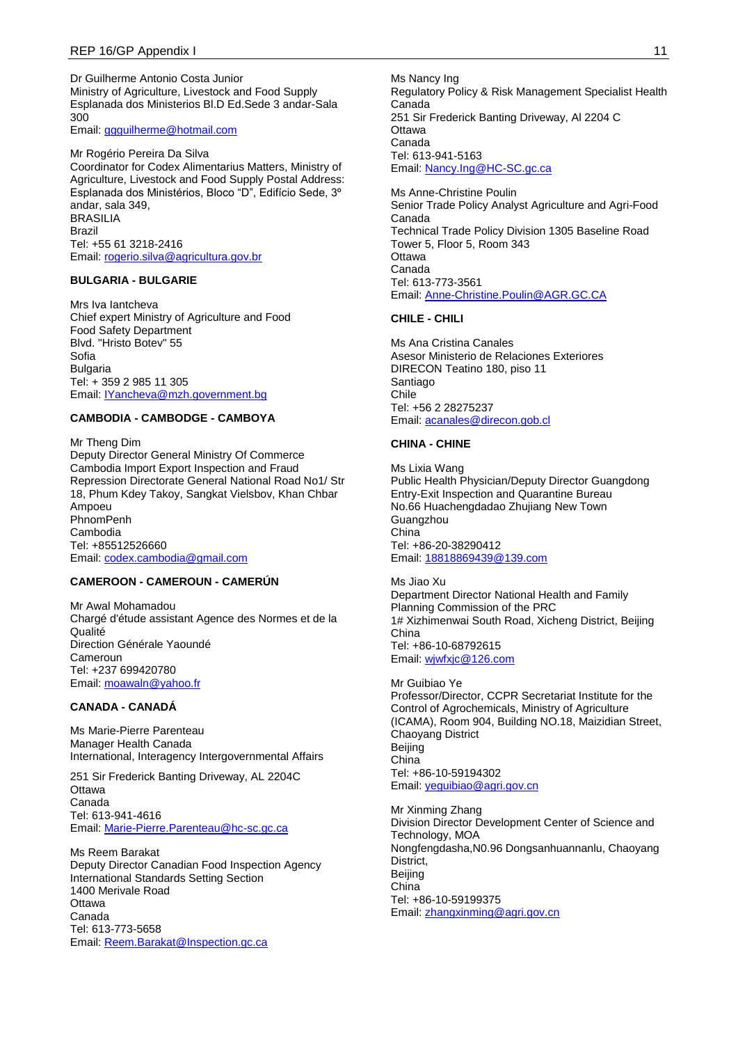Dr Guilherme Antonio Costa Junior
Ministry of Agriculture, Livestock and Food Supply
Esplanada dos Ministerios Bl.D Ed.Sede 3 andar-Sala 300
Email: ggguilherme@hotmail.com

Mr Rogério Pereira Da Silva
Coordinator for Codex Alimentarius Matters, Ministry of Agriculture, Livestock and Food Supply Postal Address: Esplanada dos Ministérios, Bloco "D", Edifício Sede, 3º andar, sala 349,
BRASILIA
Brazil
Tel: +55 61 3218-2416
Email: rogerio.silva@agricultura.gov.br

**BULGARIA - BULGARIE**

Mrs Iva Iantcheva
Chief expert Ministry of Agriculture and Food
Food Safety Department
Blvd. "Hristo Botev" 55
Sofia
Bulgaria
Tel: + 359 2 985 11 305
Email: IYancheva@mzh.government.bg

**CAMBODIA - CAMBODGE - CAMBOYA**

Mr Theng Dim
Deputy Director General Ministry Of Commerce
Cambodia Import Export Inspection and Fraud Repression Directorate General National Road No1/ Str 18, Phum Kdey Takoy, Sangkat Vielsbov, Khan Chbar Ampoeu
PhnomPenh
Cambodia
Tel: +85512526660
Email: codex.cambodia@gmail.com

**CAMEROON - CAMEROUN - CAMERÚN**

Mr Awal Mohamadou
Chargé d'étude assistant Agence des Normes et de la Qualité
Direction Générale Yaoundé
Cameroun
Tel: +237 699420780
Email: moawaln@yahoo.fr

**CANADA - CANADÁ**

Ms Marie-Pierre Parenteau
Manager Health Canada
International, Interagency Intergovernmental Affairs

251 Sir Frederick Banting Driveway, AL 2204C
Ottawa
Canada
Tel: 613-941-4616
Email: Marie-Pierre.Parenteau@hc-sc.gc.ca

Ms Reem Barakat
Deputy Director Canadian Food Inspection Agency
International Standards Setting Section
1400 Merivale Road
Ottawa
Canada
Tel: 613-773-5658
Email: Reem.Barakat@Inspection.gc.ca

Ms Nancy Ing
Regulatory Policy & Risk Management Specialist Health Canada
251 Sir Frederick Banting Driveway, Al 2204 C
Ottawa
Canada
Tel: 613-941-5163
Email: Nancy.Ing@HC-SC.gc.ca

Ms Anne-Christine Poulin
Senior Trade Policy Analyst Agriculture and Agri-Food Canada
Technical Trade Policy Division 1305 Baseline Road
Tower 5, Floor 5, Room 343
Ottawa
Canada
Tel: 613-773-3561
Email: Anne-Christine.Poulin@AGR.GC.CA

**CHILE - CHILI**

Ms Ana Cristina Canales
Asesor Ministerio de Relaciones Exteriores
DIRECON Teatino 180, piso 11
Santiago
Chile
Tel: +56 2 28275237
Email: acanales@direcon.gob.cl

**CHINA - CHINE**

Ms Lixia Wang
Public Health Physician/Deputy Director Guangdong Entry-Exit Inspection and Quarantine Bureau
No.66 Huachengdadao Zhujiang New Town
Guangzhou
China
Tel: +86-20-38290412
Email: 18818869439@139.com

Ms Jiao Xu
Department Director National Health and Family Planning Commission of the PRC
1# Xizhimenwai South Road, Xicheng District, Beijing
China
Tel: +86-10-68792615
Email: wjwfxjc@126.com

Mr Guibiao Ye
Professor/Director, CCPR Secretariat Institute for the Control of Agrochemicals, Ministry of Agriculture (ICAMA), Room 904, Building NO.18, Maizidian Street, Chaoyang District
Beijing
China
Tel: +86-10-59194302
Email: yeguibiao@agri.gov.cn

Mr Xinming Zhang
Division Director Development Center of Science and Technology, MOA
Nongfengdasha,N0.96 Dongsanhuannanlu, Chaoyang District,
Beijing
China
Tel: +86-10-59199375
Email: zhangxinming@agri.gov.cn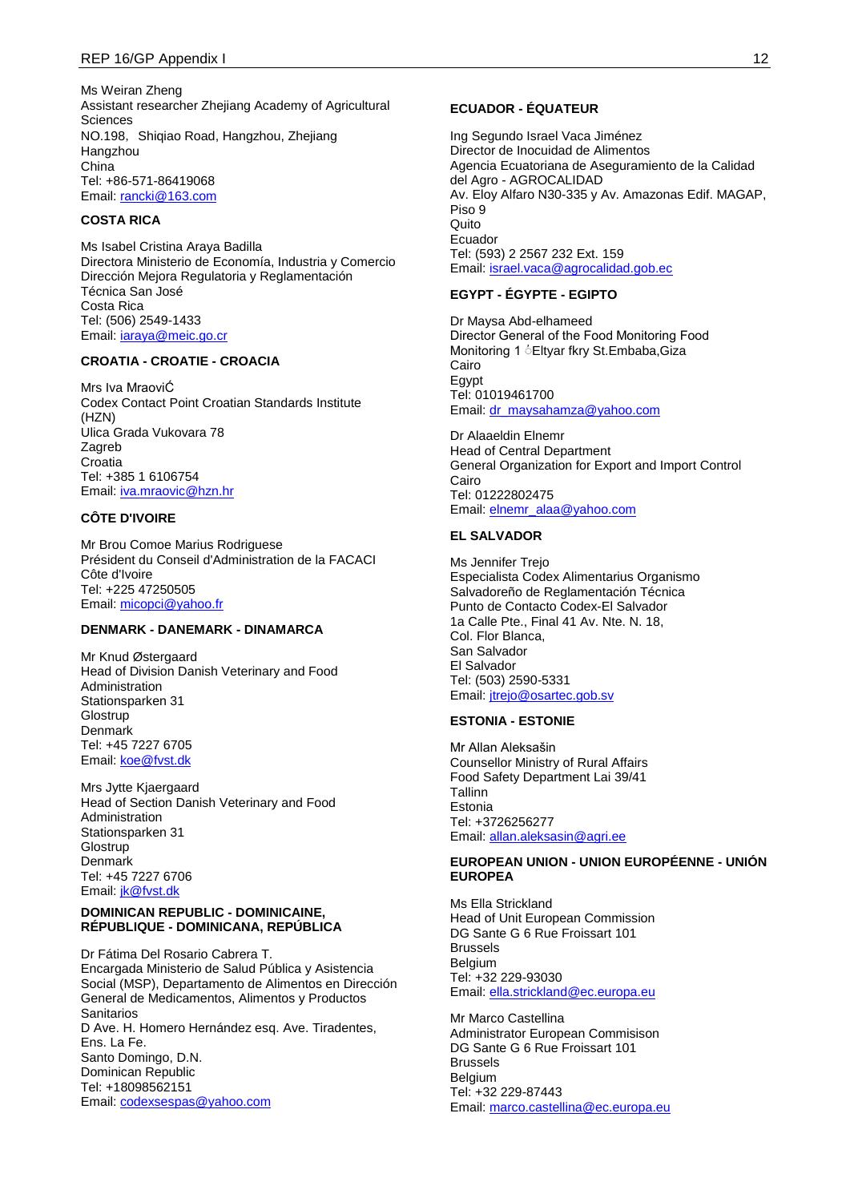Ms Weiran Zheng
Assistant researcher Zhejiang Academy of Agricultural Sciences
NO.198, Shiqiao Road, Hangzhou, Zhejiang
Hangzhou
China
Tel: +86-571-86419068
Email: rancki@163.com

**COSTA RICA**

Ms Isabel Cristina Araya Badilla
Directora Ministerio de Economía, Industria y Comercio
Dirección Mejora Regulatoria y Reglamentación Técnica San José
Costa Rica
Tel: (506) 2549-1433
Email: iaraya@meic.go.cr

**CROATIA - CROATIE - CROACIA**

Mrs Iva MraoviĆ
Codex Contact Point Croatian Standards Institute (HZN)
Ulica Grada Vukovara 78
Zagreb
Croatia
Tel: +385 1 6106754
Email: iva.mraovic@hzn.hr

**CÔTE D'IVOIRE**

Mr Brou Comoe Marius Rodriguese
Président du Conseil d'Administration de la FACACI
Côte d'Ivoire
Tel: +225 47250505
Email: micopci@yahoo.fr

**DENMARK - DANEMARK - DINAMARCA**

Mr Knud Østergaard
Head of Division Danish Veterinary and Food Administration
Stationsparken 31
Glostrup
Denmark
Tel: +45 7227 6705
Email: koe@fvst.dk

Mrs Jytte Kjaergaard
Head of Section Danish Veterinary and Food Administration
Stationsparken 31
Glostrup
Denmark
Tel: +45 7227 6706
Email: jk@fvst.dk

**DOMINICAN REPUBLIC - DOMINICAINE, RÉPUBLIQUE - DOMINICANA, REPÚBLICA**

Dr Fátima Del Rosario Cabrera T.
Encargada Ministerio de Salud Pública y Asistencia Social (MSP), Departamento de Alimentos en Dirección General de Medicamentos, Alimentos y Productos Sanitarios
D Ave. H. Homero Hernández esq. Ave. Tiradentes, Ens. La Fe.
Santo Domingo, D.N.
Dominican Republic
Tel: +18098562151
Email: codexsespas@yahoo.com

**ECUADOR - ÉQUATEUR**

Ing Segundo Israel Vaca Jiménez
Director de Inocuidad de Alimentos
Agencia Ecuatoriana de Aseguramiento de la Calidad del Agro - AGROCALIDAD
Av. Eloy Alfaro N30-335 y Av. Amazonas Edif. MAGAP, Piso 9
Quito
Ecuador
Tel: (593) 2 2567 232 Ext. 159
Email: israel.vaca@agrocalidad.gob.ec

**EGYPT - ÉGYPTE - EGIPTO**

Dr Maysa Abd-elhameed
Director General of the Food Monitoring Food Monitoring 1 ♁Eltyar fkry St.Embaba,Giza
Cairo
Egypt
Tel: 01019461700
Email: dr_maysahamza@yahoo.com

Dr Alaaeldin Elnemr
Head of Central Department
General Organization for Export and Import Control
Cairo
Tel: 01222802475
Email: elnemr_alaa@yahoo.com

**EL SALVADOR**

Ms Jennifer Trejo
Especialista Codex Alimentarius Organismo Salvadoreño de Reglamentación Técnica
Punto de Contacto Codex-El Salvador
1a Calle Pte., Final 41 Av. Nte. N. 18,
Col. Flor Blanca,
San Salvador
El Salvador
Tel: (503) 2590-5331
Email: jtrejo@osartec.gob.sv

**ESTONIA - ESTONIE**

Mr Allan Aleksašin
Counsellor Ministry of Rural Affairs
Food Safety Department Lai 39/41
Tallinn
Estonia
Tel: +3726256277
Email: allan.aleksasin@agri.ee

**EUROPEAN UNION - UNION EUROPÉENNE - UNIÓN EUROPEA**

Ms Ella Strickland
Head of Unit European Commission
DG Sante G 6 Rue Froissart 101
Brussels
Belgium
Tel: +32 229-93030
Email: ella.strickland@ec.europa.eu

Mr Marco Castellina
Administrator European Commisison
DG Sante G 6 Rue Froissart 101
Brussels
Belgium
Tel: +32 229-87443
Email: marco.castellina@ec.europa.eu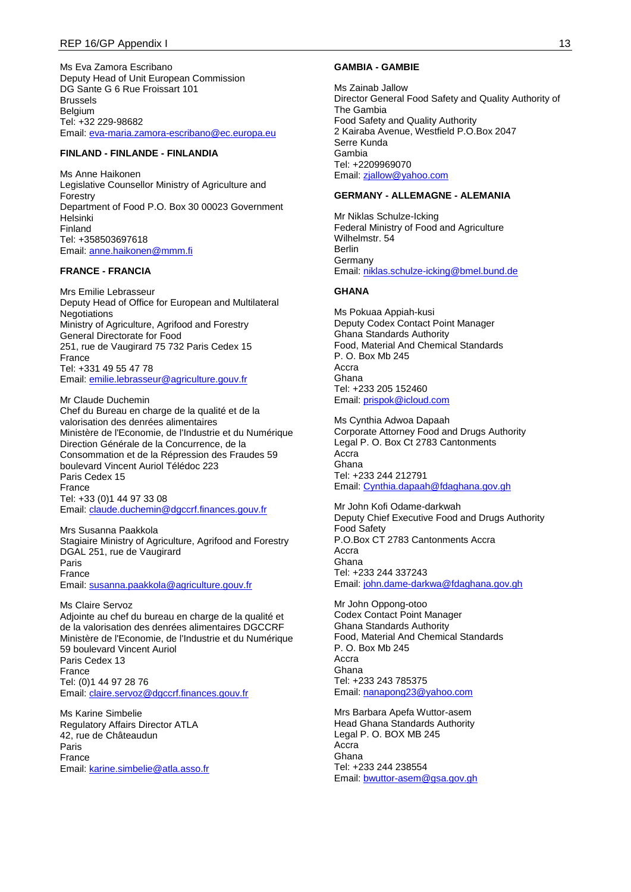Ms Eva Zamora Escribano
Deputy Head of Unit European Commission
DG Sante G 6 Rue Froissart 101
Brussels
Belgium
Tel: +32 229-98682
Email: eva-maria.zamora-escribano@ec.europa.eu

**FINLAND - FINLANDE - FINLANDIA**

Ms Anne Haikonen
Legislative Counsellor Ministry of Agriculture and Forestry
Department of Food P.O. Box 30 00023 Government
Helsinki
Finland
Tel: +358503697618
Email: anne.haikonen@mmm.fi

**FRANCE - FRANCIA**

Mrs Emilie Lebrasseur
Deputy Head of Office for European and Multilateral Negotiations
Ministry of Agriculture, Agrifood and Forestry
General Directorate for Food
251, rue de Vaugirard 75 732 Paris Cedex 15
France
Tel: +331 49 55 47 78
Email: emilie.lebrasseur@agriculture.gouv.fr

Mr Claude Duchemin
Chef du Bureau en charge de la qualité et de la valorisation des denrées alimentaires
Ministère de l'Economie, de l'Industrie et du Numérique
Direction Générale de la Concurrence, de la Consommation et de la Répression des Fraudes 59 boulevard Vincent Auriol Télédoc 223
Paris Cedex 15
France
Tel: +33 (0)1 44 97 33 08
Email: claude.duchemin@dgccrf.finances.gouv.fr

Mrs Susanna Paakkola
Stagiaire Ministry of Agriculture, Agrifood and Forestry
DGAL 251, rue de Vaugirard
Paris
France
Email: susanna.paakkola@agriculture.gouv.fr

Ms Claire Servoz
Adjointe au chef du bureau en charge de la qualité et de la valorisation des denrées alimentaires DGCCRF
Ministère de l'Economie, de l'Industrie et du Numérique
59 boulevard Vincent Auriol
Paris Cedex 13
France
Tel: (0)1 44 97 28 76
Email: claire.servoz@dgccrf.finances.gouv.fr

Ms Karine Simbelie
Regulatory Affairs Director ATLA
42, rue de Châteaudun
Paris
France
Email: karine.simbelie@atla.asso.fr

**GAMBIA - GAMBIE**

Ms Zainab Jallow
Director General Food Safety and Quality Authority of The Gambia
Food Safety and Quality Authority
2 Kairaba Avenue, Westfield P.O.Box 2047
Serre Kunda
Gambia
Tel: +2209969070
Email: zjallow@yahoo.com

**GERMANY - ALLEMAGNE - ALEMANIA**

Mr Niklas Schulze-Icking
Federal Ministry of Food and Agriculture
Wilhelmstr. 54
Berlin
Germany
Email: niklas.schulze-icking@bmel.bund.de

**GHANA**

Ms Pokuaa Appiah-kusi
Deputy Codex Contact Point Manager
Ghana Standards Authority
Food, Material And Chemical Standards
P. O. Box Mb 245
Accra
Ghana
Tel: +233 205 152460
Email: prispok@icloud.com

Ms Cynthia Adwoa Dapaah
Corporate Attorney Food and Drugs Authority
Legal P. O. Box Ct 2783 Cantonments
Accra
Ghana
Tel: +233 244 212791
Email: Cynthia.dapaah@fdaghana.gov.gh

Mr John Kofi Odame-darkwah
Deputy Chief Executive Food and Drugs Authority
Food Safety
P.O.Box CT 2783 Cantonments Accra
Accra
Ghana
Tel: +233 244 337243
Email: john.dame-darkwa@fdaghana.gov.gh

Mr John Oppong-otoo
Codex Contact Point Manager
Ghana Standards Authority
Food, Material And Chemical Standards
P. O. Box Mb 245
Accra
Ghana
Tel: +233 243 785375
Email: nanapong23@yahoo.com

Mrs Barbara Apefa Wuttor-asem
Head Ghana Standards Authority
Legal P. O. BOX MB 245
Accra
Ghana
Tel: +233 244 238554
Email: bwuttor-asem@gsa.gov.gh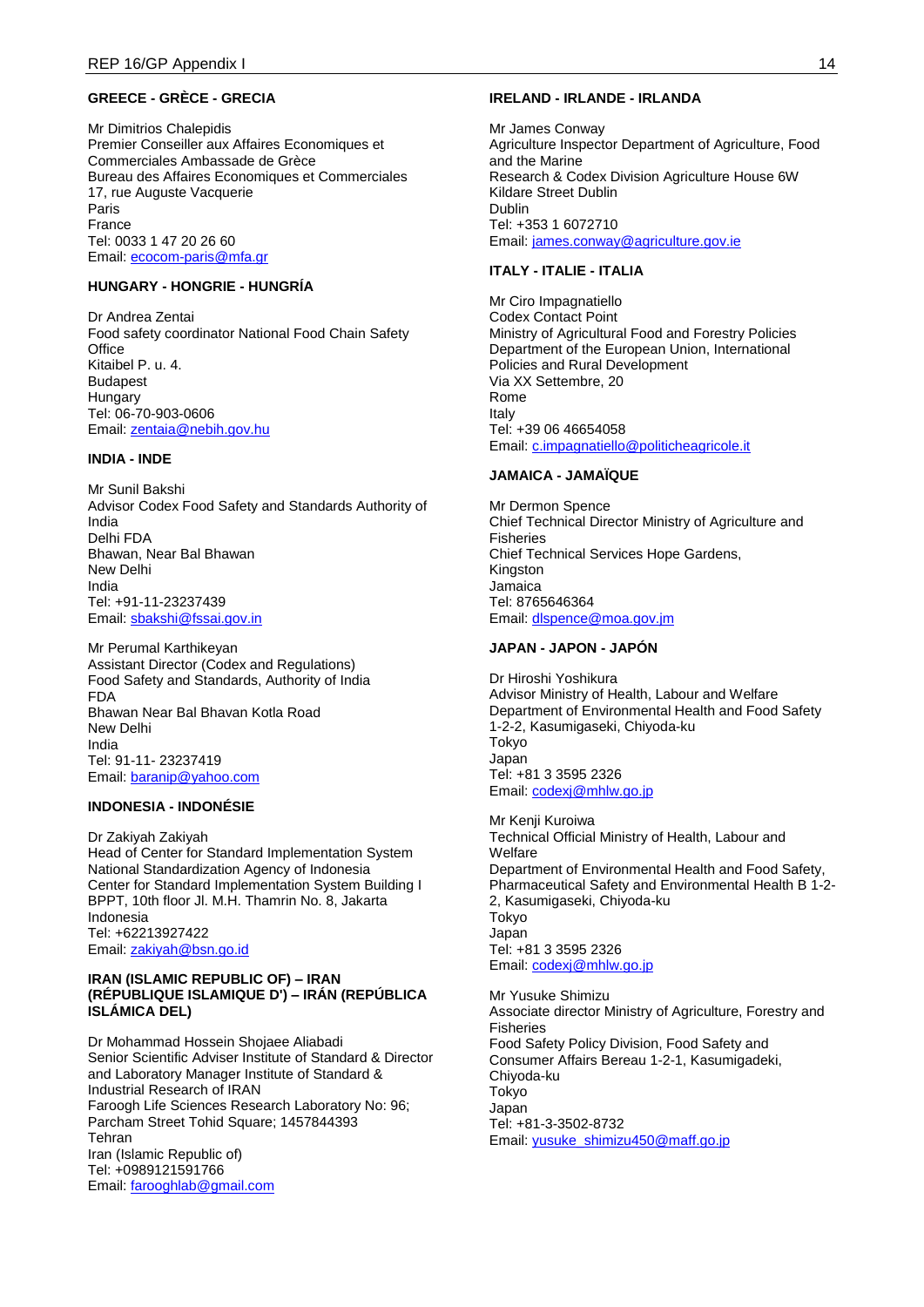**GREECE - GRÈCE - GRECIA**

Mr Dimitrios Chalepidis
Premier Conseiller aux Affaires Economiques et Commerciales Ambassade de Grèce
Bureau des Affaires Economiques et Commerciales
17, rue Auguste Vacquerie
Paris
France
Tel: 0033 1 47 20 26 60
Email: ecocom-paris@mfa.gr

**HUNGARY - HONGRIE - HUNGRÍA**

Dr Andrea Zentai
Food safety coordinator National Food Chain Safety Office
Kitaibel P. u. 4.
Budapest
Hungary
Tel: 06-70-903-0606
Email: zentaia@nebih.gov.hu

**INDIA - INDE**

Mr Sunil Bakshi
Advisor Codex Food Safety and Standards Authority of India
Delhi FDA
Bhawan, Near Bal Bhawan
New Delhi
India
Tel: +91-11-23237439
Email: sbakshi@fssai.gov.in

Mr Perumal Karthikeyan
Assistant Director (Codex and Regulations)
Food Safety and Standards, Authority of India
FDA
Bhawan Near Bal Bhavan Kotla Road
New Delhi
India
Tel: 91-11- 23237419
Email: baranip@yahoo.com

**INDONESIA - INDONÉSIE**

Dr Zakiyah Zakiyah
Head of Center for Standard Implementation System
National Standardization Agency of Indonesia
Center for Standard Implementation System Building I
BPPT, 10th floor Jl. M.H. Thamrin No. 8, Jakarta
Indonesia
Tel: +62213927422
Email: zakiyah@bsn.go.id

**IRAN (ISLAMIC REPUBLIC OF) – IRAN (RÉPUBLIQUE ISLAMIQUE D') – IRÁN (REPÚBLICA ISLÁMICA DEL)**

Dr Mohammad Hossein Shojaee Aliabadi
Senior Scientific Adviser Institute of Standard & Director and Laboratory Manager Institute of Standard & Industrial Research of IRAN
Faroogh Life Sciences Research Laboratory No: 96; Parcham Street Tohid Square; 1457844393
Tehran
Iran (Islamic Republic of)
Tel: +0989121591766
Email: farooghlab@gmail.com

**IRELAND - IRLANDE - IRLANDA**

Mr James Conway
Agriculture Inspector Department of Agriculture, Food and the Marine
Research & Codex Division Agriculture House 6W
Kildare Street Dublin
Dublin
Tel: +353 1 6072710
Email: james.conway@agriculture.gov.ie

**ITALY - ITALIE - ITALIA**

Mr Ciro Impagnatiello
Codex Contact Point
Ministry of Agricultural Food and Forestry Policies
Department of the European Union, International Policies and Rural Development
Via XX Settembre, 20
Rome
Italy
Tel: +39 06 46654058
Email: c.impagnatiello@politicheagricole.it

**JAMAICA - JAMAÏQUE**

Mr Dermon Spence
Chief Technical Director Ministry of Agriculture and Fisheries
Chief Technical Services Hope Gardens,
Kingston
Jamaica
Tel: 8765646364
Email: dlspence@moa.gov.jm

**JAPAN - JAPON - JAPÓN**

Dr Hiroshi Yoshikura
Advisor Ministry of Health, Labour and Welfare
Department of Environmental Health and Food Safety
1-2-2, Kasumigaseki, Chiyoda-ku
Tokyo
Japan
Tel: +81 3 3595 2326
Email: codexj@mhlw.go.jp

Mr Kenji Kuroiwa
Technical Official Ministry of Health, Labour and Welfare
Department of Environmental Health and Food Safety, Pharmaceutical Safety and Environmental Health B 1-2-2, Kasumigaseki, Chiyoda-ku
Tokyo
Japan
Tel: +81 3 3595 2326
Email: codexj@mhlw.go.jp

Mr Yusuke Shimizu
Associate director Ministry of Agriculture, Forestry and Fisheries
Food Safety Policy Division, Food Safety and Consumer Affairs Bereau 1-2-1, Kasumigadeki, Chiyoda-ku
Tokyo
Japan
Tel: +81-3-3502-8732
Email: yusuke_shimizu450@maff.go.jp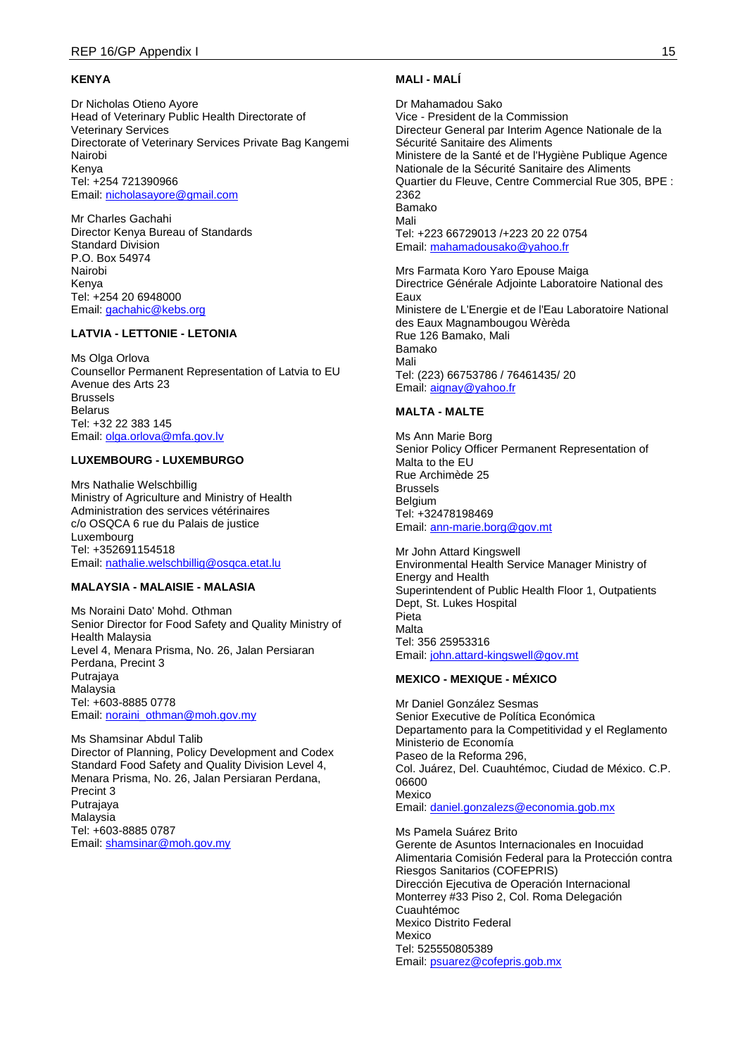**KENYA**

Dr Nicholas Otieno Ayore
Head of Veterinary Public Health Directorate of Veterinary Services
Directorate of Veterinary Services Private Bag Kangemi
Nairobi
Kenya
Tel: +254 721390966
Email: nicholasayore@gmail.com

Mr Charles Gachahi
Director Kenya Bureau of Standards
Standard Division
P.O. Box 54974
Nairobi
Kenya
Tel: +254 20 6948000
Email: gachahic@kebs.org

**LATVIA - LETTONIE - LETONIA**

Ms Olga Orlova
Counsellor Permanent Representation of Latvia to EU
Avenue des Arts 23
Brussels
Belarus
Tel: +32 22 383 145
Email: olga.orlova@mfa.gov.lv

**LUXEMBOURG - LUXEMBURGO**

Mrs Nathalie Welschbillig
Ministry of Agriculture and Ministry of Health
Administration des services vétérinaires
c/o OSQCA 6 rue du Palais de justice
Luxembourg
Tel: +352691154518
Email: nathalie.welschbillig@osqca.etat.lu

**MALAYSIA - MALAISIE - MALASIA**

Ms Noraini Dato' Mohd. Othman
Senior Director for Food Safety and Quality Ministry of Health Malaysia
Level 4, Menara Prisma, No. 26, Jalan Persiaran Perdana, Precint 3
Putrajaya
Malaysia
Tel: +603-8885 0778
Email: noraini_othman@moh.gov.my

Ms Shamsinar Abdul Talib
Director of Planning, Policy Development and Codex Standard Food Safety and Quality Division Level 4, Menara Prisma, No. 26, Jalan Persiaran Perdana, Precint 3
Putrajaya
Malaysia
Tel: +603-8885 0787
Email: shamsinar@moh.gov.my

**MALI - MALÍ**

Dr Mahamadou Sako
Vice - President de la Commission
Directeur General par Interim Agence Nationale de la Sécurité Sanitaire des Aliments
Ministere de la Santé et de l'Hygiène Publique Agence Nationale de la Sécurité Sanitaire des Aliments
Quartier du Fleuve, Centre Commercial Rue 305, BPE : 2362
Bamako
Mali
Tel: +223 66729013 /+223 20 22 0754
Email: mahamadousako@yahoo.fr

Mrs Farmata Koro Yaro Epouse Maiga
Directrice Générale Adjointe Laboratoire National des Eaux
Ministere de L'Energie et de l'Eau Laboratoire National des Eaux Magnambougou Wèrèda
Rue 126 Bamako, Mali
Bamako
Mali
Tel: (223) 66753786 / 76461435/ 20
Email: aignay@yahoo.fr

**MALTA - MALTE**

Ms Ann Marie Borg
Senior Policy Officer Permanent Representation of Malta to the EU
Rue Archimède 25
Brussels
Belgium
Tel: +32478198469
Email: ann-marie.borg@gov.mt

Mr John Attard Kingswell
Environmental Health Service Manager Ministry of Energy and Health
Superintendent of Public Health Floor 1, Outpatients Dept, St. Lukes Hospital
Pieta
Malta
Tel: 356 25953316
Email: john.attard-kingswell@gov.mt

**MEXICO - MEXIQUE - MÉXICO**

Mr Daniel González Sesmas
Senior Executive de Política Económica
Departamento para la Competitividad y el Reglamento
Ministerio de Economía
Paseo de la Reforma 296,
Col. Juárez, Del. Cuauhtémoc, Ciudad de México. C.P. 06600
Mexico
Email: daniel.gonzalezs@economia.gob.mx

Ms Pamela Suárez Brito
Gerente de Asuntos Internacionales en Inocuidad Alimentaria Comisión Federal para la Protección contra Riesgos Sanitarios (COFEPRIS)
Dirección Ejecutiva de Operación Internacional
Monterrey #33 Piso 2, Col. Roma Delegación Cuauhtémoc
Mexico Distrito Federal
Mexico
Tel: 525550805389
Email: psuarez@cofepris.gob.mx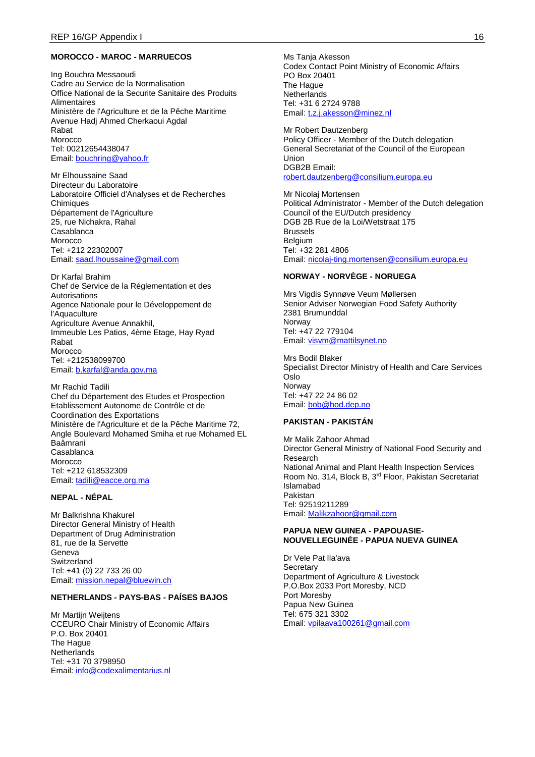**MOROCCO - MAROC - MARRUECOS**

Ing Bouchra Messaoudi
Cadre au Service de la Normalisation
Office National de la Securite Sanitaire des Produits Alimentaires
Ministère de l'Agriculture et de la Pêche Maritime
Avenue Hadj Ahmed Cherkaoui Agdal
Rabat
Morocco
Tel: 00212654438047
Email: bouchring@yahoo.fr

Mr Elhoussaine Saad
Directeur du Laboratoire
Laboratoire Officiel d'Analyses et de Recherches Chimiques
Département de l'Agriculture
25, rue Nichakra, Rahal
Casablanca
Morocco
Tel: +212 22302007
Email: saad.lhoussaine@gmail.com

Dr Karfal Brahim
Chef de Service de la Réglementation et des Autorisations
Agence Nationale pour le Développement de l'Aquaculture
Agriculture Avenue Annakhil,
Immeuble Les Patios, 4ème Etage, Hay Ryad
Rabat
Morocco
Tel: +212538099700
Email: b.karfal@anda.gov.ma

Mr Rachid Tadili
Chef du Département des Etudes et Prospection
Etablissement Autonome de Contrôle et de Coordination des Exportations
Ministère de l'Agriculture et de la Pêche Maritime 72, Angle Boulevard Mohamed Smiha et rue Mohamed EL Baâmrani
Casablanca
Morocco
Tel: +212 618532309
Email: tadili@eacce.org.ma

**NEPAL - NÉPAL**

Mr Balkrishna Khakurel
Director General Ministry of Health
Department of Drug Administration
81, rue de la Servette
Geneva
Switzerland
Tel: +41 (0) 22 733 26 00
Email: mission.nepal@bluewin.ch

**NETHERLANDS - PAYS-BAS - PAÍSES BAJOS**

Mr Martijn Weijtens
CCEURO Chair Ministry of Economic Affairs
P.O. Box 20401
The Hague
Netherlands
Tel: +31 70 3798950
Email: info@codexalimentarius.nl

Ms Tanja Akesson
Codex Contact Point Ministry of Economic Affairs
PO Box 20401
The Hague
Netherlands
Tel: +31 6 2724 9788
Email: t.z.j.akesson@minez.nl

Mr Robert Dautzenberg
Policy Officer - Member of the Dutch delegation
General Secretariat of the Council of the European Union
DGB2B Email:
robert.dautzenberg@consilium.europa.eu

Mr Nicolaj Mortensen
Political Administrator - Member of the Dutch delegation
Council of the EU/Dutch presidency
DGB 2B Rue de la Loi/Wetstraat 175
Brussels
Belgium
Tel: +32 281 4806
Email: nicolaj-ting.mortensen@consilium.europa.eu

**NORWAY - NORVÈGE - NORUEGA**

Mrs Vigdis Synnøve Veum Møllersen
Senior Adviser Norwegian Food Safety Authority
2381 Brumunddal
Norway
Tel: +47 22 779104
Email: visvm@mattilsynet.no

Mrs Bodil Blaker
Specialist Director Ministry of Health and Care Services
Oslo
Norway
Tel: +47 22 24 86 02
Email: bob@hod.dep.no

**PAKISTAN - PAKISTÁN**

Mr Malik Zahoor Ahmad
Director General Ministry of National Food Security and Research
National Animal and Plant Health Inspection Services
Room No. 314, Block B, 3rd Floor, Pakistan Secretariat
Islamabad
Pakistan
Tel: 92519211289
Email: Malikzahoor@gmail.com

**PAPUA NEW GUINEA - PAPOUASIE-NOUVELLEGUINÉE - PAPUA NUEVA GUINEA**

Dr Vele Pat Ila'ava
Secretary
Department of Agriculture & Livestock
P.O.Box 2033 Port Moresby, NCD
Port Moresby
Papua New Guinea
Tel: 675 321 3302
Email: vpilaava100261@gmail.com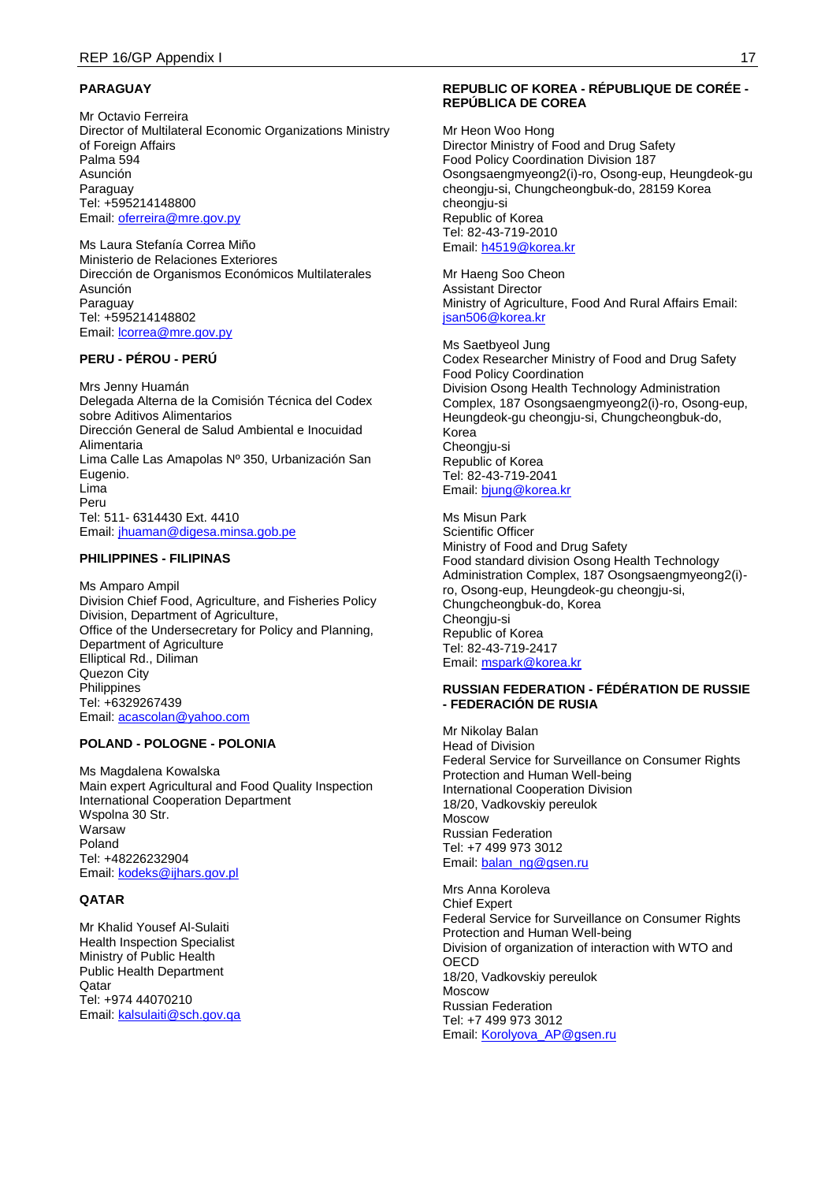**PARAGUAY**

Mr Octavio Ferreira
Director of Multilateral Economic Organizations Ministry of Foreign Affairs
Palma 594
Asunción
Paraguay
Tel: +595214148800
Email: oferreira@mre.gov.py

Ms Laura Stefanía Correa Miño
Ministerio de Relaciones Exteriores
Dirección de Organismos Económicos Multilaterales
Asunción
Paraguay
Tel: +595214148802
Email: lcorrea@mre.gov.py

**PERU - PÉROU - PERÚ**

Mrs Jenny Huamán
Delegada Alterna de la Comisión Técnica del Codex sobre Aditivos Alimentarios
Dirección General de Salud Ambiental e Inocuidad Alimentaria
Lima Calle Las Amapolas Nº 350, Urbanización San Eugenio.
Lima
Peru
Tel: 511- 6314430 Ext. 4410
Email: jhuaman@digesa.minsa.gob.pe

**PHILIPPINES - FILIPINAS**

Ms Amparo Ampil
Division Chief Food, Agriculture, and Fisheries Policy Division, Department of Agriculture,
Office of the Undersecretary for Policy and Planning, Department of Agriculture
Elliptical Rd., Diliman
Quezon City
Philippines
Tel: +6329267439
Email: acascolan@yahoo.com

**POLAND - POLOGNE - POLONIA**

Ms Magdalena Kowalska
Main expert Agricultural and Food Quality Inspection
International Cooperation Department
Wspolna 30 Str.
Warsaw
Poland
Tel: +48226232904
Email: kodeks@ijhars.gov.pl

**QATAR**

Mr Khalid Yousef Al-Sulaiti
Health Inspection Specialist
Ministry of Public Health
Public Health Department
Qatar
Tel: +974 44070210
Email: kalsulaiti@sch.gov.qa

**REPUBLIC OF KOREA - RÉPUBLIQUE DE CORÉE - REPÚBLICA DE COREA**

Mr Heon Woo Hong
Director Ministry of Food and Drug Safety
Food Policy Coordination Division 187 Osongsaengmyeong2(i)-ro, Osong-eup, Heungdeok-gu cheongju-si, Chungcheongbuk-do, 28159 Korea
cheongju-si
Republic of Korea
Tel: 82-43-719-2010
Email: h4519@korea.kr

Mr Haeng Soo Cheon
Assistant Director
Ministry of Agriculture, Food And Rural Affairs Email: jsan506@korea.kr

Ms Saetbyeol Jung
Codex Researcher Ministry of Food and Drug Safety
Food Policy Coordination
Division Osong Health Technology Administration Complex, 187 Osongsaengmyeong2(i)-ro, Osong-eup, Heungdeok-gu cheongju-si, Chungcheongbuk-do, Korea
Cheongju-si
Republic of Korea
Tel: 82-43-719-2041
Email: bjung@korea.kr

Ms Misun Park
Scientific Officer
Ministry of Food and Drug Safety
Food standard division Osong Health Technology Administration Complex, 187 Osongsaengmyeong2(i)-ro, Osong-eup, Heungdeok-gu cheongju-si, Chungcheongbuk-do, Korea
Cheongju-si
Republic of Korea
Tel: 82-43-719-2417
Email: mspark@korea.kr

**RUSSIAN FEDERATION - FÉDÉRATION DE RUSSIE - FEDERACIÓN DE RUSIA**

Mr Nikolay Balan
Head of Division
Federal Service for Surveillance on Consumer Rights Protection and Human Well-being
International Cooperation Division
18/20, Vadkovskiy pereulok
Moscow
Russian Federation
Tel: +7 499 973 3012
Email: balan_ng@gsen.ru

Mrs Anna Koroleva
Chief Expert
Federal Service for Surveillance on Consumer Rights Protection and Human Well-being
Division of organization of interaction with WTO and OECD
18/20, Vadkovskiy pereulok
Moscow
Russian Federation
Tel: +7 499 973 3012
Email: Korolyova_AP@gsen.ru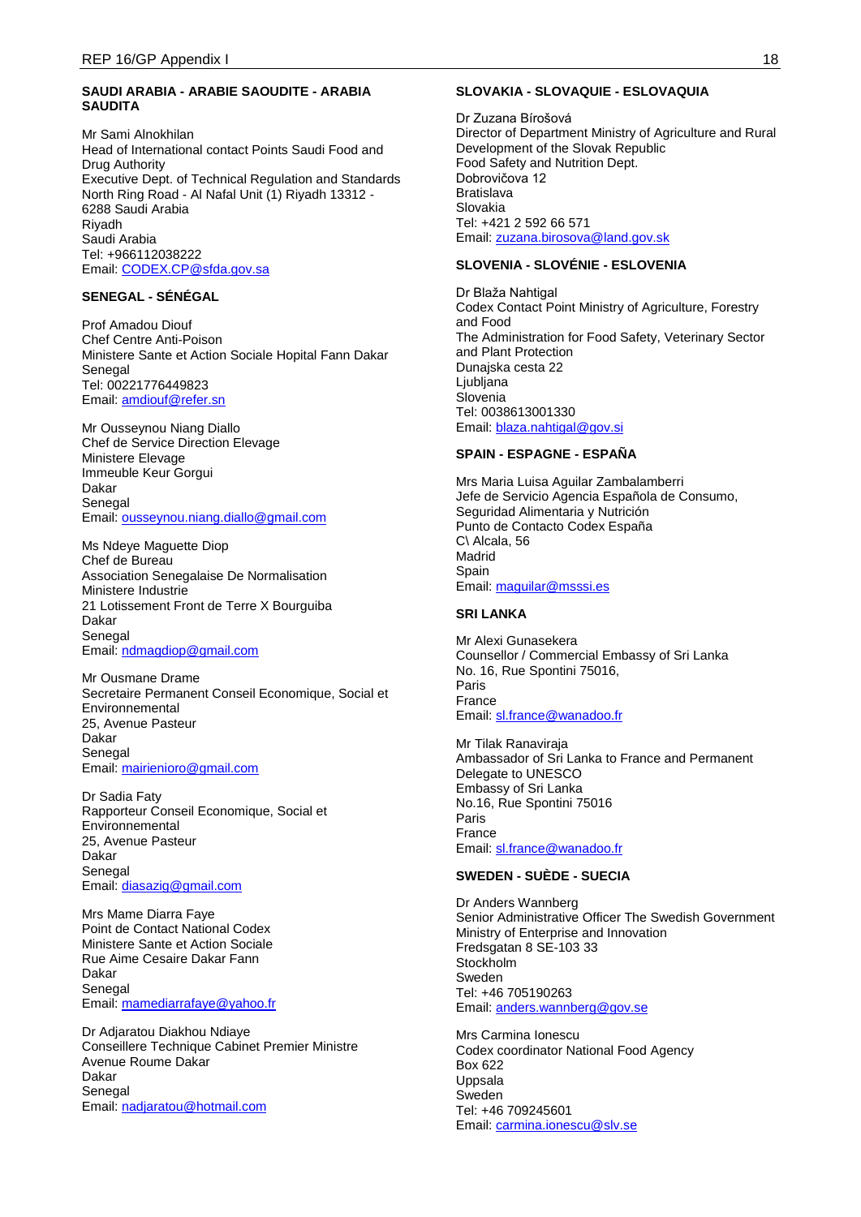**SAUDI ARABIA - ARABIE SAOUDITE - ARABIA SAUDITA**

Mr Sami Alnokhilan
Head of International contact Points Saudi Food and Drug Authority
Executive Dept. of Technical Regulation and Standards
North Ring Road - Al Nafal Unit (1) Riyadh 13312 - 6288 Saudi Arabia
Riyadh
Saudi Arabia
Tel: +966112038222
Email: CODEX.CP@sfda.gov.sa

**SENEGAL - SÉNÉGAL**

Prof Amadou Diouf
Chef Centre Anti-Poison
Ministere Sante et Action Sociale Hopital Fann Dakar
Senegal
Tel: 00221776449823
Email: amdiouf@refer.sn

Mr Ousseynou Niang Diallo
Chef de Service Direction Elevage
Ministere Elevage
Immeuble Keur Gorgui
Dakar
Senegal
Email: ousseynou.niang.diallo@gmail.com

Ms Ndeye Maguette Diop
Chef de Bureau
Association Senegalaise De Normalisation
Ministere Industrie
21 Lotissement Front de Terre X Bourguiba
Dakar
Senegal
Email: ndmagdiop@gmail.com

Mr Ousmane Drame
Secretaire Permanent Conseil Economique, Social et Environnemental
25, Avenue Pasteur
Dakar
Senegal
Email: mairienioro@gmail.com

Dr Sadia Faty
Rapporteur Conseil Economique, Social et Environnemental
25, Avenue Pasteur
Dakar
Senegal
Email: diasazig@gmail.com

Mrs Mame Diarra Faye
Point de Contact National Codex
Ministere Sante et Action Sociale
Rue Aime Cesaire Dakar Fann
Dakar
Senegal
Email: mamediarrafaye@yahoo.fr

Dr Adjaratou Diakhou Ndiaye
Conseillere Technique Cabinet Premier Ministre
Avenue Roume Dakar
Dakar
Senegal
Email: nadjaratou@hotmail.com

**SLOVAKIA - SLOVAQUIE - ESLOVAQUIA**

Dr Zuzana Bírošová
Director of Department Ministry of Agriculture and Rural Development of the Slovak Republic
Food Safety and Nutrition Dept.
Dobrovičova 12
Bratislava
Slovakia
Tel: +421 2 592 66 571
Email: zuzana.birosova@land.gov.sk

**SLOVENIA - SLOVÉNIE - ESLOVENIA**

Dr Blaža Nahtigal
Codex Contact Point Ministry of Agriculture, Forestry and Food
The Administration for Food Safety, Veterinary Sector and Plant Protection
Dunajska cesta 22
Ljubljana
Slovenia
Tel: 0038613001330
Email: blaza.nahtigal@gov.si

**SPAIN - ESPAGNE - ESPAÑA**

Mrs Maria Luisa Aguilar Zambalamberri
Jefe de Servicio Agencia Española de Consumo, Seguridad Alimentaria y Nutrición
Punto de Contacto Codex España
C\ Alcala, 56
Madrid
Spain
Email: maguilar@msssi.es

**SRI LANKA**

Mr Alexi Gunasekera
Counsellor / Commercial Embassy of Sri Lanka
No. 16, Rue Spontini 75016,
Paris
France
Email: sl.france@wanadoo.fr

Mr Tilak Ranaviraja
Ambassador of Sri Lanka to France and Permanent Delegate to UNESCO
Embassy of Sri Lanka
No.16, Rue Spontini 75016
Paris
France
Email: sl.france@wanadoo.fr

**SWEDEN - SUÈDE - SUECIA**

Dr Anders Wannberg
Senior Administrative Officer The Swedish Government
Ministry of Enterprise and Innovation
Fredsgatan 8 SE-103 33
Stockholm
Sweden
Tel: +46 705190263
Email: anders.wannberg@gov.se

Mrs Carmina Ionescu
Codex coordinator National Food Agency
Box 622
Uppsala
Sweden
Tel: +46 709245601
Email: carmina.ionescu@slv.se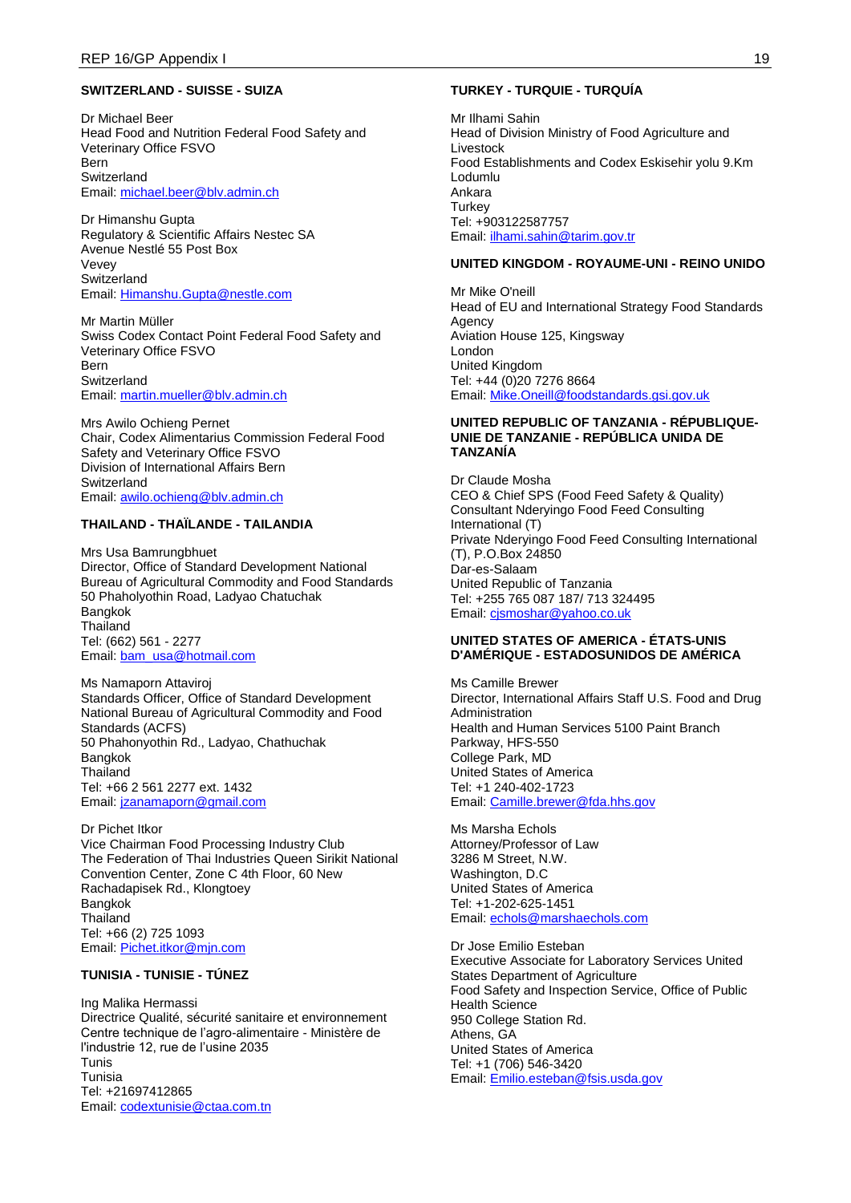**SWITZERLAND - SUISSE - SUIZA**

Dr Michael Beer
Head Food and Nutrition Federal Food Safety and Veterinary Office FSVO
Bern
Switzerland
Email: michael.beer@blv.admin.ch

Dr Himanshu Gupta
Regulatory & Scientific Affairs Nestec SA
Avenue Nestlé 55 Post Box
Vevey
Switzerland
Email: Himanshu.Gupta@nestle.com

Mr Martin Müller
Swiss Codex Contact Point Federal Food Safety and Veterinary Office FSVO
Bern
Switzerland
Email: martin.mueller@blv.admin.ch

Mrs Awilo Ochieng Pernet
Chair, Codex Alimentarius Commission Federal Food Safety and Veterinary Office FSVO
Division of International Affairs Bern
Switzerland
Email: awilo.ochieng@blv.admin.ch

**THAILAND - THAÏLANDE - TAILANDIA**

Mrs Usa Bamrungbhuet
Director, Office of Standard Development National Bureau of Agricultural Commodity and Food Standards
50 Phaholyothin Road, Ladyao Chatuchak
Bangkok
Thailand
Tel: (662) 561 - 2277
Email: bam_usa@hotmail.com

Ms Namaporn Attaviroj
Standards Officer, Office of Standard Development National Bureau of Agricultural Commodity and Food Standards (ACFS)
50 Phahonyothin Rd., Ladyao, Chathuchak
Bangkok
Thailand
Tel: +66 2 561 2277 ext. 1432
Email: jzanamaporn@gmail.com

Dr Pichet Itkor
Vice Chairman Food Processing Industry Club
The Federation of Thai Industries Queen Sirikit National Convention Center, Zone C 4th Floor, 60 New Rachadapisek Rd., Klongtoey
Bangkok
Thailand
Tel: +66 (2) 725 1093
Email: Pichet.itkor@mjn.com

**TUNISIA - TUNISIE - TÚNEZ**

Ing Malika Hermassi
Directrice Qualité, sécurité sanitaire et environnement
Centre technique de l'agro-alimentaire - Ministère de l'industrie 12, rue de l'usine 2035
Tunis
Tunisia
Tel: +21697412865
Email: codextunisie@ctaa.com.tn

**TURKEY - TURQUIE - TURQUÍA**

Mr Ilhami Sahin
Head of Division Ministry of Food Agriculture and Livestock
Food Establishments and Codex Eskisehir yolu 9.Km Lodumlu
Ankara
Turkey
Tel: +903122587757
Email: ilhami.sahin@tarim.gov.tr

**UNITED KINGDOM - ROYAUME-UNI - REINO UNIDO**

Mr Mike O'neill
Head of EU and International Strategy Food Standards Agency
Aviation House 125, Kingsway
London
United Kingdom
Tel: +44 (0)20 7276 8664
Email: Mike.Oneill@foodstandards.gsi.gov.uk

**UNITED REPUBLIC OF TANZANIA - RÉPUBLIQUE-UNIE DE TANZANIE - REPÚBLICA UNIDA DE TANZANÍA**

Dr Claude Mosha
CEO & Chief SPS (Food Feed Safety & Quality) Consultant Nderyingo Food Feed Consulting International (T)
Private Nderyingo Food Feed Consulting International (T), P.O.Box 24850
Dar-es-Salaam
United Republic of Tanzania
Tel: +255 765 087 187/ 713 324495
Email: cjsmoshar@yahoo.co.uk

**UNITED STATES OF AMERICA - ÉTATS-UNIS D'AMÉRIQUE - ESTADOSUNIDOS DE AMÉRICA**

Ms Camille Brewer
Director, International Affairs Staff U.S. Food and Drug Administration
Health and Human Services 5100 Paint Branch Parkway, HFS-550
College Park, MD
United States of America
Tel: +1 240-402-1723
Email: Camille.brewer@fda.hhs.gov

Ms Marsha Echols
Attorney/Professor of Law
3286 M Street, N.W.
Washington, D.C
United States of America
Tel: +1-202-625-1451
Email: echols@marshaechols.com

Dr Jose Emilio Esteban
Executive Associate for Laboratory Services United States Department of Agriculture
Food Safety and Inspection Service, Office of Public Health Science
950 College Station Rd.
Athens, GA
United States of America
Tel: +1 (706) 546-3420
Email: Emilio.esteban@fsis.usda.gov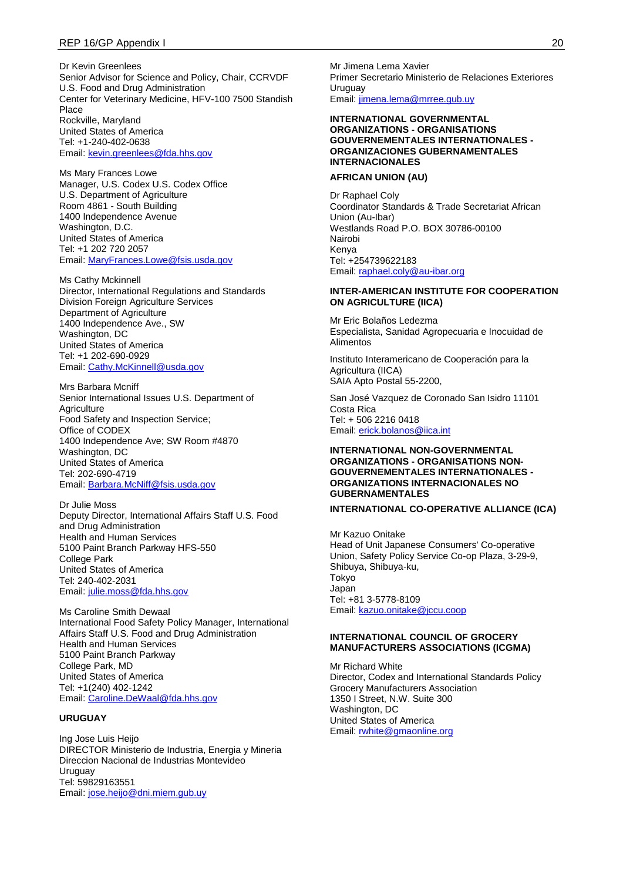Dr Kevin Greenlees
Senior Advisor for Science and Policy, Chair, CCRVDF
U.S. Food and Drug Administration
Center for Veterinary Medicine, HFV-100 7500 Standish Place
Rockville, Maryland
United States of America
Tel: +1-240-402-0638
Email: kevin.greenlees@fda.hhs.gov

Ms Mary Frances Lowe
Manager, U.S. Codex U.S. Codex Office
U.S. Department of Agriculture
Room 4861 - South Building
1400 Independence Avenue
Washington, D.C.
United States of America
Tel: +1 202 720 2057
Email: MaryFrances.Lowe@fsis.usda.gov

Ms Cathy Mckinnell
Director, International Regulations and Standards Division Foreign Agriculture Services
Department of Agriculture
1400 Independence Ave., SW
Washington, DC
United States of America
Tel: +1 202-690-0929
Email: Cathy.McKinnell@usda.gov

Mrs Barbara Mcniff
Senior International Issues U.S. Department of Agriculture
Food Safety and Inspection Service;
Office of CODEX
1400 Independence Ave; SW Room #4870
Washington, DC
United States of America
Tel: 202-690-4719
Email: Barbara.McNiff@fsis.usda.gov

Dr Julie Moss
Deputy Director, International Affairs Staff U.S. Food and Drug Administration
Health and Human Services
5100 Paint Branch Parkway HFS-550
College Park
United States of America
Tel: 240-402-2031
Email: julie.moss@fda.hhs.gov

Ms Caroline Smith Dewaal
International Food Safety Policy Manager, International Affairs Staff U.S. Food and Drug Administration
Health and Human Services
5100 Paint Branch Parkway
College Park, MD
United States of America
Tel: +1(240) 402-1242
Email: Caroline.DeWaal@fda.hhs.gov

**URUGUAY**

Ing Jose Luis Heijo
DIRECTOR Ministerio de Industria, Energia y Mineria
Direccion Nacional de Industrias Montevideo
Uruguay
Tel: 59829163551
Email: jose.heijo@dni.miem.gub.uy

Mr Jimena Lema Xavier
Primer Secretario Ministerio de Relaciones Exteriores
Uruguay
Email: jimena.lema@mrree.gub.uy

**INTERNATIONAL GOVERNMENTAL ORGANIZATIONS - ORGANISATIONS GOUVERNEMENTALES INTERNATIONALES - ORGANIZACIONES GUBERNAMENTALES INTERNACIONALES**

**AFRICAN UNION (AU)**

Dr Raphael Coly
Coordinator Standards & Trade Secretariat African Union (Au-Ibar)
Westlands Road P.O. BOX 30786-00100
Nairobi
Kenya
Tel: +254739622183
Email: raphael.coly@au-ibar.org

**INTER-AMERICAN INSTITUTE FOR COOPERATION ON AGRICULTURE (IICA)**

Mr Eric Bolaños Ledezma
Especialista, Sanidad Agropecuaria e Inocuidad de Alimentos

Instituto Interamericano de Cooperación para la Agricultura (IICA)
SAIA Apto Postal 55-2200,

San José Vazquez de Coronado San Isidro 11101
Costa Rica
Tel: + 506 2216 0418
Email: erick.bolanos@iica.int

**INTERNATIONAL NON-GOVERNMENTAL ORGANIZATIONS - ORGANISATIONS NON-GOUVERNEMENTALES INTERNATIONALES - ORGANIZATIONS INTERNACIONALES NO GUBERNAMENTALES**

**INTERNATIONAL CO-OPERATIVE ALLIANCE (ICA)**

Mr Kazuo Onitake
Head of Unit Japanese Consumers' Co-operative Union, Safety Policy Service Co-op Plaza, 3-29-9, Shibuya, Shibuya-ku,
Tokyo
Japan
Tel: +81 3-5778-8109
Email: kazuo.onitake@jccu.coop

**INTERNATIONAL COUNCIL OF GROCERY MANUFACTURERS ASSOCIATIONS (ICGMA)**

Mr Richard White
Director, Codex and International Standards Policy
Grocery Manufacturers Association
1350 I Street, N.W. Suite 300
Washington, DC
United States of America
Email: rwhite@gmaonline.org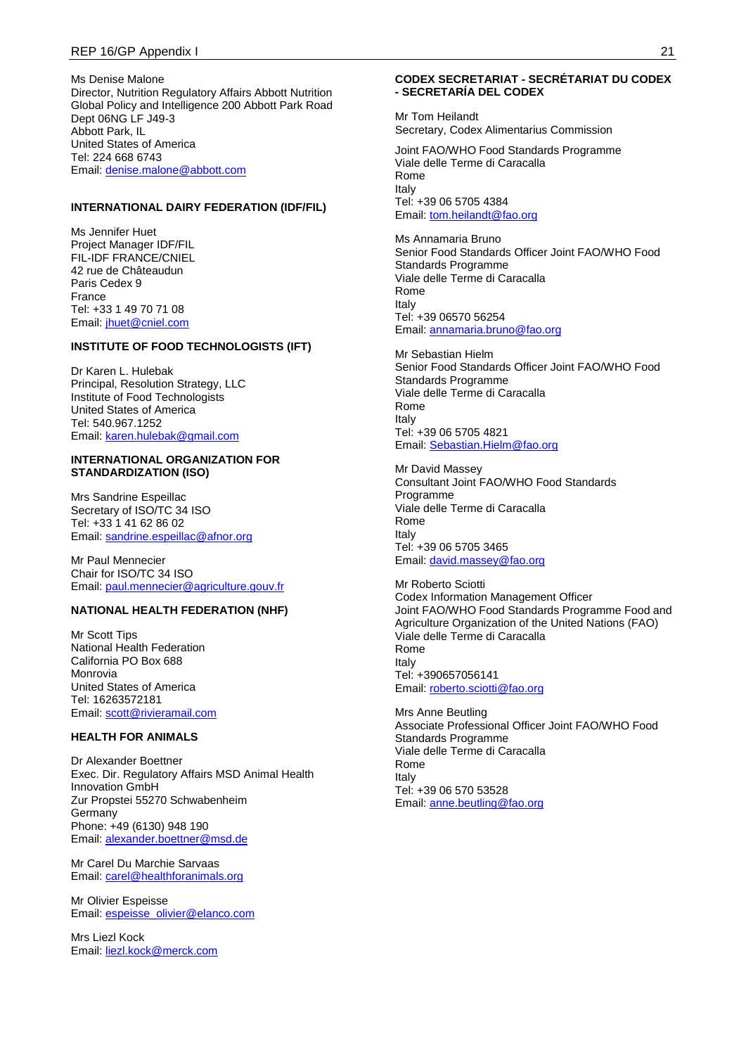Ms Denise Malone
Director, Nutrition Regulatory Affairs Abbott Nutrition Global Policy and Intelligence 200 Abbott Park Road
Dept 06NG LF J49-3
Abbott Park, IL
United States of America
Tel: 224 668 6743
Email: denise.malone@abbott.com

**INTERNATIONAL DAIRY FEDERATION (IDF/FIL)**

Ms Jennifer Huet
Project Manager IDF/FIL
FIL-IDF FRANCE/CNIEL
42 rue de Châteaudun
Paris Cedex 9
France
Tel: +33 1 49 70 71 08
Email: jhuet@cniel.com

**INSTITUTE OF FOOD TECHNOLOGISTS (IFT)**

Dr Karen L. Hulebak
Principal, Resolution Strategy, LLC
Institute of Food Technologists
United States of America
Tel: 540.967.1252
Email: karen.hulebak@gmail.com

**INTERNATIONAL ORGANIZATION FOR STANDARDIZATION (ISO)**

Mrs Sandrine Espeillac
Secretary of ISO/TC 34 ISO
Tel: +33 1 41 62 86 02
Email: sandrine.espeillac@afnor.org

Mr Paul Mennecier
Chair for ISO/TC 34 ISO
Email: paul.mennecier@agriculture.gouv.fr

**NATIONAL HEALTH FEDERATION (NHF)**

Mr Scott Tips
National Health Federation
California PO Box 688
Monrovia
United States of America
Tel: 16263572181
Email: scott@rivieramail.com

**HEALTH FOR ANIMALS**

Dr Alexander Boettner
Exec. Dir. Regulatory Affairs MSD Animal Health Innovation GmbH
Zur Propstei 55270 Schwabenheim
Germany
Phone: +49 (6130) 948 190
Email: alexander.boettner@msd.de

Mr Carel Du Marchie Sarvaas
Email: carel@healthforanimals.org

Mr Olivier Espeisse
Email: espeisse_olivier@elanco.com

Mrs Liezl Kock
Email: liezl.kock@merck.com

**CODEX SECRETARIAT - SECRÉTARIAT DU CODEX - SECRETARÍA DEL CODEX**

Mr Tom Heilandt
Secretary, Codex Alimentarius Commission

Joint FAO/WHO Food Standards Programme
Viale delle Terme di Caracalla
Rome
Italy
Tel: +39 06 5705 4384
Email: tom.heilandt@fao.org

Ms Annamaria Bruno
Senior Food Standards Officer Joint FAO/WHO Food Standards Programme
Viale delle Terme di Caracalla
Rome
Italy
Tel: +39 06570 56254
Email: annamaria.bruno@fao.org

Mr Sebastian Hielm
Senior Food Standards Officer Joint FAO/WHO Food Standards Programme
Viale delle Terme di Caracalla
Rome
Italy
Tel: +39 06 5705 4821
Email: Sebastian.Hielm@fao.org

Mr David Massey
Consultant Joint FAO/WHO Food Standards Programme
Viale delle Terme di Caracalla
Rome
Italy
Tel: +39 06 5705 3465
Email: david.massey@fao.org

Mr Roberto Sciotti
Codex Information Management Officer
Joint FAO/WHO Food Standards Programme Food and Agriculture Organization of the United Nations (FAO)
Viale delle Terme di Caracalla
Rome
Italy
Tel: +390657056141
Email: roberto.sciotti@fao.org

Mrs Anne Beutling
Associate Professional Officer Joint FAO/WHO Food Standards Programme
Viale delle Terme di Caracalla
Rome
Italy
Tel: +39 06 570 53528
Email: anne.beutling@fao.org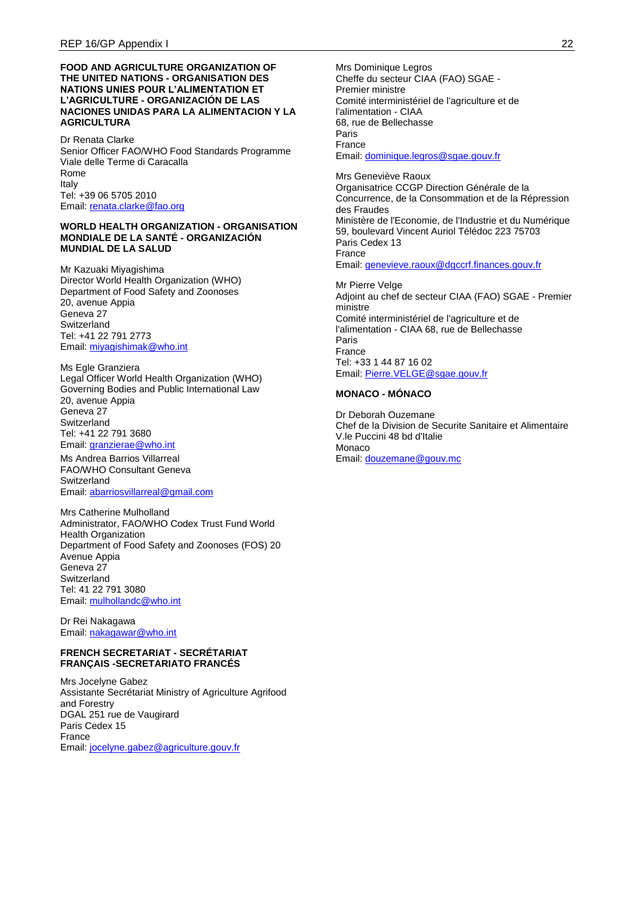**FOOD AND AGRICULTURE ORGANIZATION OF THE UNITED NATIONS - ORGANISATION DES NATIONS UNIES POUR L'ALIMENTATION ET L'AGRICULTURE - ORGANIZACIÓN DE LAS NACIONES UNIDAS PARA LA ALIMENTACION Y LA AGRICULTURA**

Dr Renata Clarke
Senior Officer FAO/WHO Food Standards Programme
Viale delle Terme di Caracalla
Rome
Italy
Tel: +39 06 5705 2010
Email: renata.clarke@fao.org

**WORLD HEALTH ORGANIZATION - ORGANISATION MONDIALE DE LA SANTÉ - ORGANIZACIÓN MUNDIAL DE LA SALUD**

Mr Kazuaki Miyagishima
Director World Health Organization (WHO)
Department of Food Safety and Zoonoses
20, avenue Appia
Geneva 27
Switzerland
Tel: +41 22 791 2773
Email: miyagishimak@who.int

Ms Egle Granziera
Legal Officer World Health Organization (WHO)
Governing Bodies and Public International Law
20, avenue Appia
Geneva 27
Switzerland
Tel: +41 22 791 3680
Email: granzierae@who.int

Ms Andrea Barrios Villarreal
FAO/WHO Consultant Geneva
Switzerland
Email: abarriosvillarreal@gmail.com

Mrs Catherine Mulholland
Administrator, FAO/WHO Codex Trust Fund World Health Organization
Department of Food Safety and Zoonoses (FOS) 20 Avenue Appia
Geneva 27
Switzerland
Tel: 41 22 791 3080
Email: mulhollandc@who.int

Dr Rei Nakagawa
Email: nakagawar@who.int

**FRENCH SECRETARIAT - SECRÉTARIAT FRANÇAIS -SECRETARIATO FRANCÉS**

Mrs Jocelyne Gabez
Assistante Secrétariat Ministry of Agriculture Agrifood and Forestry
DGAL 251 rue de Vaugirard
Paris Cedex 15
France
Email: jocelyne.gabez@agriculture.gouv.fr

Mrs Dominique Legros
Cheffe du secteur CIAA (FAO) SGAE - Premier ministre
Comité interministériel de l'agriculture et de l'alimentation - CIAA
68, rue de Bellechasse
Paris
France
Email: dominique.legros@sgae.gouv.fr

Mrs Geneviève Raoux
Organisatrice CCGP Direction Générale de la Concurrence, de la Consommation et de la Répression des Fraudes
Ministère de l'Economie, de l'Industrie et du Numérique
59, boulevard Vincent Auriol Télédoc 223 75703
Paris Cedex 13
France
Email: genevieve.raoux@dgccrf.finances.gouv.fr

Mr Pierre Velge
Adjoint au chef de secteur CIAA (FAO) SGAE - Premier ministre
Comité interministériel de l'agriculture et de l'alimentation - CIAA 68, rue de Bellechasse
Paris
France
Tel: +33 1 44 87 16 02
Email: Pierre.VELGE@sgae.gouv.fr

**MONACO - MÓNACO**

Dr Deborah Ouzemane
Chef de la Division de Securite Sanitaire et Alimentaire
V.le Puccini 48 bd d'Italie
Monaco
Email: douzemane@gouv.mc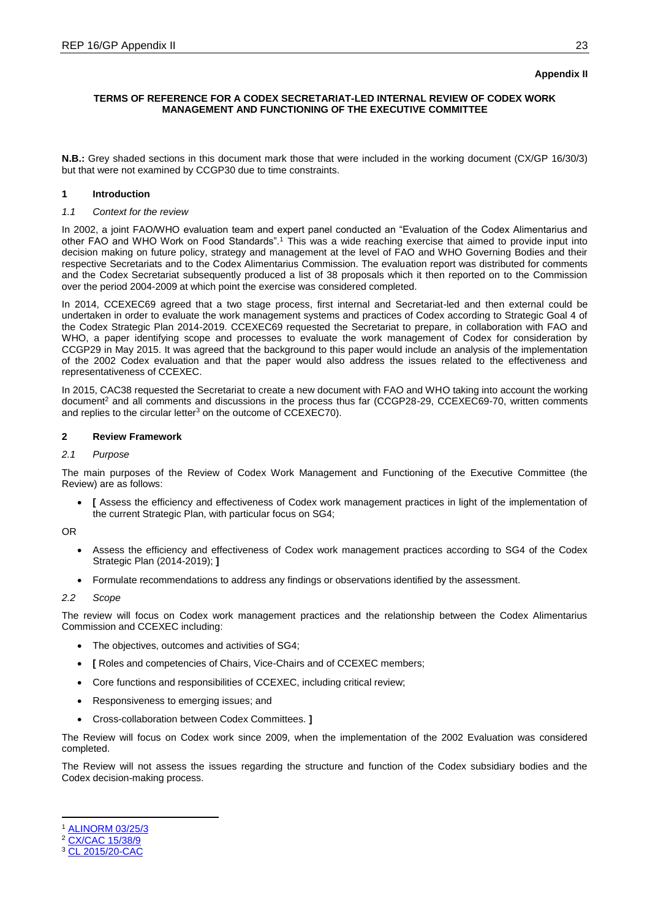**Appendix II**

**TERMS OF REFERENCE FOR A CODEX SECRETARIAT-LED INTERNAL REVIEW OF CODEX WORK MANAGEMENT AND FUNCTIONING OF THE EXECUTIVE COMMITTEE**

**N.B.:** Grey shaded sections in this document mark those that were included in the working document (CX/GP 16/30/3) but that were not examined by CCGP30 due to time constraints.

## 1 Introduction

### *1.1 Context for the review*

In 2002, a joint FAO/WHO evaluation team and expert panel conducted an "Evaluation of the Codex Alimentarius and other FAO and WHO Work on Food Standards".[1] This was a wide reaching exercise that aimed to provide input into decision making on future policy, strategy and management at the level of FAO and WHO Governing Bodies and their respective Secretariats and to the Codex Alimentarius Commission. The evaluation report was distributed for comments and the Codex Secretariat subsequently produced a list of 38 proposals which it then reported on to the Commission over the period 2004-2009 at which point the exercise was considered completed.

In 2014, CCEXEC69 agreed that a two stage process, first internal and Secretariat-led and then external could be undertaken in order to evaluate the work management systems and practices of Codex according to Strategic Goal 4 of the Codex Strategic Plan 2014-2019. CCEXEC69 requested the Secretariat to prepare, in collaboration with FAO and WHO, a paper identifying scope and processes to evaluate the work management of Codex for consideration by CCGP29 in May 2015. It was agreed that the background to this paper would include an analysis of the implementation of the 2002 Codex evaluation and that the paper would also address the issues related to the effectiveness and representativeness of CCEXEC.

In 2015, CAC38 requested the Secretariat to create a new document with FAO and WHO taking into account the working document[2] and all comments and discussions in the process thus far (CCGP28-29, CCEXEC69-70, written comments and replies to the circular letter[3] on the outcome of CCEXEC70).

## 2 Review Framework

### *2.1 Purpose*

The main purposes of the Review of Codex Work Management and Functioning of the Executive Committee (the Review) are as follows:

- **[** Assess the efficiency and effectiveness of Codex work management practices in light of the implementation of the current Strategic Plan, with particular focus on SG4;

OR

- Assess the efficiency and effectiveness of Codex work management practices according to SG4 of the Codex Strategic Plan (2014-2019); **]**
- Formulate recommendations to address any findings or observations identified by the assessment.

### *2.2 Scope*

The review will focus on Codex work management practices and the relationship between the Codex Alimentarius Commission and CCEXEC including:

- The objectives, outcomes and activities of SG4;
- **[** Roles and competencies of Chairs, Vice-Chairs and of CCEXEC members;
- Core functions and responsibilities of CCEXEC, including critical review;
- Responsiveness to emerging issues; and
- Cross-collaboration between Codex Committees. **]**

The Review will focus on Codex work since 2009, when the implementation of the 2002 Evaluation was considered completed.

The Review will not assess the issues regarding the structure and function of the Codex subsidiary bodies and the Codex decision-making process.

---

[1] ALINORM 03/25/3

[2] CX/CAC 15/38/9

[3] CL 2015/20-CAC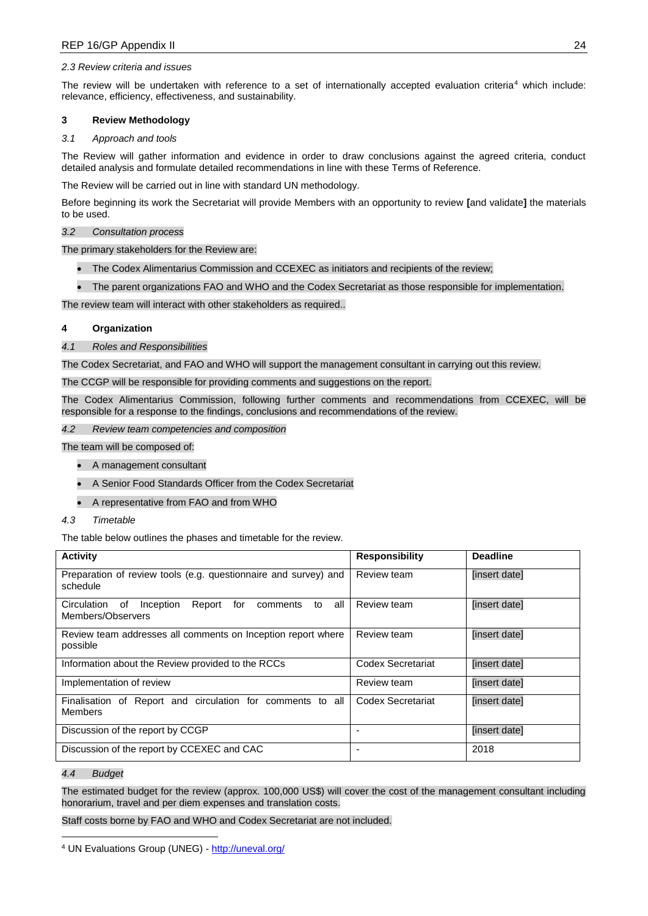*2.3 Review criteria and issues*

The review will be undertaken with reference to a set of internationally accepted evaluation criteria[4] which include: relevance, efficiency, effectiveness, and sustainability.

## 3 Review Methodology

*3.1 Approach and tools*

The Review will gather information and evidence in order to draw conclusions against the agreed criteria, conduct detailed analysis and formulate detailed recommendations in line with these Terms of Reference.

The Review will be carried out in line with standard UN methodology.

Before beginning its work the Secretariat will provide Members with an opportunity to review **[**and validate**]** the materials to be used.

*3.2 Consultation process*

The primary stakeholders for the Review are:

- The Codex Alimentarius Commission and CCEXEC as initiators and recipients of the review;
- The parent organizations FAO and WHO and the Codex Secretariat as those responsible for implementation.

The review team will interact with other stakeholders as required..

## 4 Organization

*4.1 Roles and Responsibilities*

The Codex Secretariat, and FAO and WHO will support the management consultant in carrying out this review.

The CCGP will be responsible for providing comments and suggestions on the report.

The Codex Alimentarius Commission, following further comments and recommendations from CCEXEC, will be responsible for a response to the findings, conclusions and recommendations of the review.

*4.2 Review team competencies and composition*

The team will be composed of:

- A management consultant
- A Senior Food Standards Officer from the Codex Secretariat
- A representative from FAO and from WHO

*4.3 Timetable*

The table below outlines the phases and timetable for the review.

| Activity | Responsibility | Deadline |
|---|---|---|
| Preparation of review tools (e.g. questionnaire and survey) and schedule | Review team | [insert date] |
| Circulation of Inception Report for comments to all Members/Observers | Review team | [insert date] |
| Review team addresses all comments on Inception report where possible | Review team | [insert date] |
| Information about the Review provided to the RCCs | Codex Secretariat | [insert date] |
| Implementation of review | Review team | [insert date] |
| Finalisation of Report and circulation for comments to all Members | Codex Secretariat | [insert date] |
| Discussion of the report by CCGP | - | [insert date] |
| Discussion of the report by CCEXEC and CAC | - | 2018 |

*4.4 Budget*

The estimated budget for the review (approx. 100,000 US$) will cover the cost of the management consultant including honorarium, travel and per diem expenses and translation costs.

Staff costs borne by FAO and WHO and Codex Secretariat are not included.

[4] UN Evaluations Group (UNEG) - http://uneval.org/